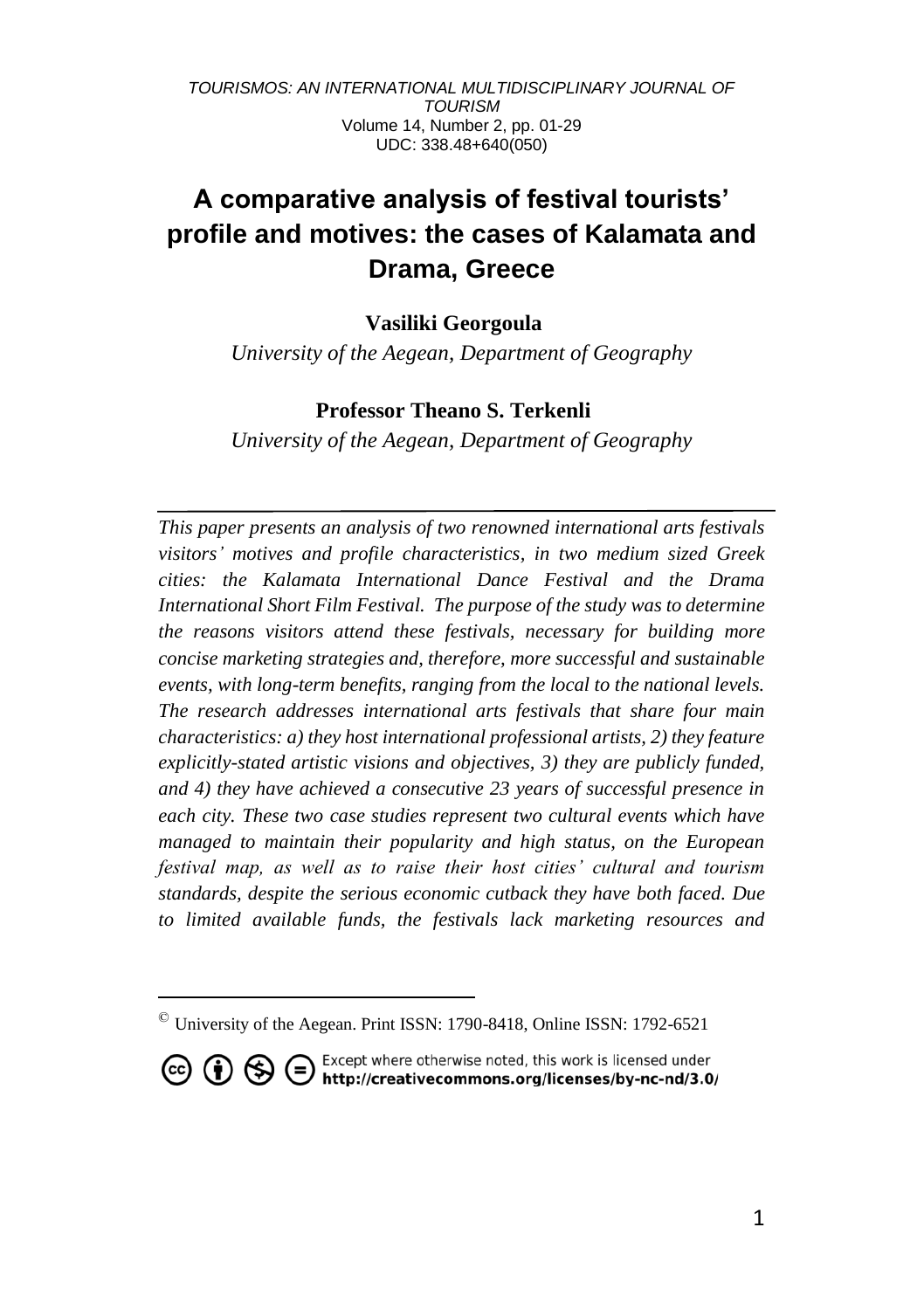# A comparative analysis of festival tourists' profile and motives: the cases of Kalamata and Drama, Greece

**Vasiliki Georgoula**

*University of the Aegean, Department of Geography*

**Professor Theano S. Terkenli**

*University of the Aegean, Department of Geography*

---

*This paper presents an analysis of two renowned international arts festivals visitors' motives and profile characteristics, in two medium sized Greek cities: the Kalamata International Dance Festival and the Drama International Short Film Festival. The purpose of the study was to determine the reasons visitors attend these festivals, necessary for building more concise marketing strategies and, therefore, more successful and sustainable events, with long-term benefits, ranging from the local to the national levels. The research addresses international arts festivals that share four main characteristics: a) they host international professional artists, 2) they feature explicitly-stated artistic visions and objectives, 3) they are publicly funded, and 4) they have achieved a consecutive 23 years of successful presence in each city. These two case studies represent two cultural events which have managed to maintain their popularity and high status, on the European festival map, as well as to raise their host cities' cultural and tourism standards, despite the serious economic cutback they have both faced. Due to limited available funds, the festivals lack marketing resources and*

---

© University of the Aegean. Print ISSN: 1790-8418, Online ISSN: 1792-6521

Except where otherwise noted, this work is licensed under http://creativecommons.org/licenses/by-nc-nd/3.0/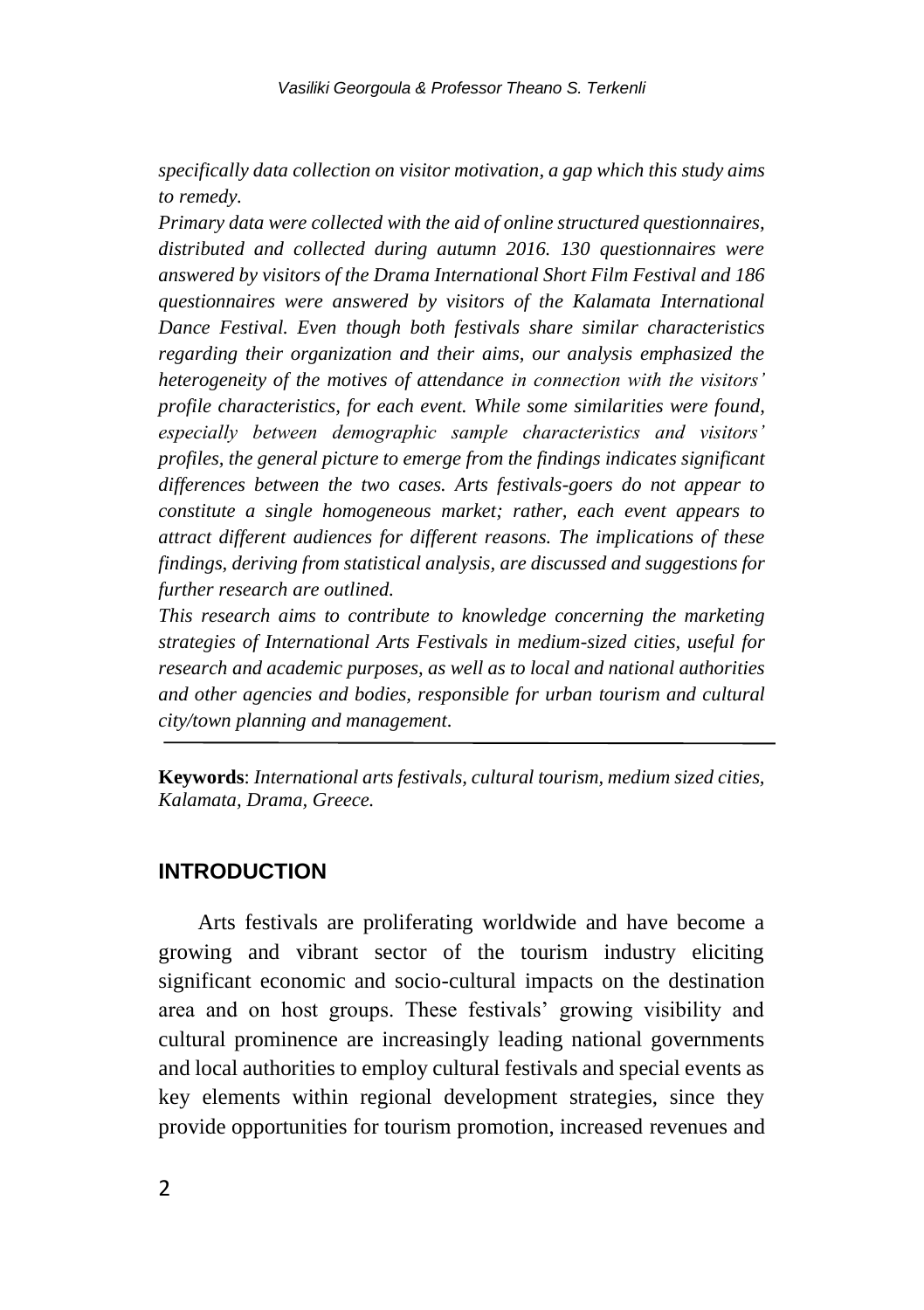*specifically data collection on visitor motivation, a gap which this study aims to remedy.*

*Primary data were collected with the aid of online structured questionnaires, distributed and collected during autumn 2016. 130 questionnaires were answered by visitors of the Drama International Short Film Festival and 186 questionnaires were answered by visitors of the Kalamata International Dance Festival. Even though both festivals share similar characteristics regarding their organization and their aims, our analysis emphasized the heterogeneity of the motives of attendance in connection with the visitors' profile characteristics, for each event. While some similarities were found, especially between demographic sample characteristics and visitors' profiles, the general picture to emerge from the findings indicates significant differences between the two cases. Arts festivals-goers do not appear to constitute a single homogeneous market; rather, each event appears to attract different audiences for different reasons. The implications of these findings, deriving from statistical analysis, are discussed and suggestions for further research are outlined.*

*This research aims to contribute to knowledge concerning the marketing strategies of International Arts Festivals in medium-sized cities, useful for research and academic purposes, as well as to local and national authorities and other agencies and bodies, responsible for urban tourism and cultural city/town planning and management.*

---

**Keywords**: *International arts festivals, cultural tourism, medium sized cities, Kalamata, Drama, Greece.*

## INTRODUCTION

Arts festivals are proliferating worldwide and have become a growing and vibrant sector of the tourism industry eliciting significant economic and socio-cultural impacts on the destination area and on host groups. These festivals' growing visibility and cultural prominence are increasingly leading national governments and local authorities to employ cultural festivals and special events as key elements within regional development strategies, since they provide opportunities for tourism promotion, increased revenues and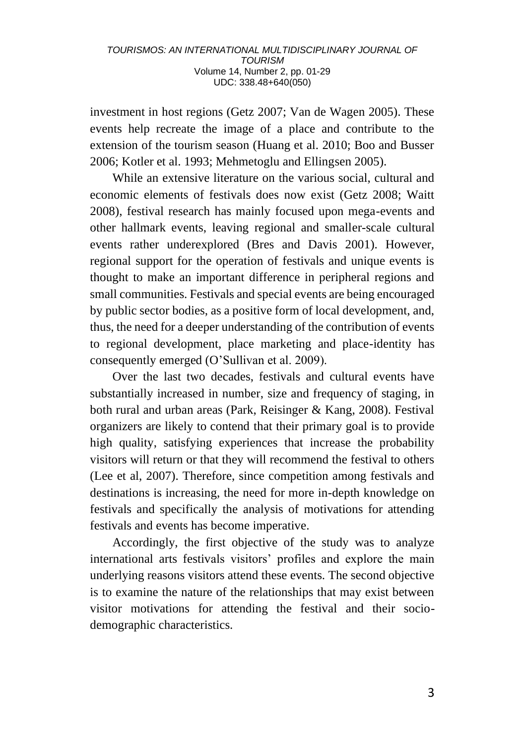investment in host regions (Getz 2007; Van de Wagen 2005). These events help recreate the image of a place and contribute to the extension of the tourism season (Huang et al. 2010; Boo and Busser 2006; Kotler et al. 1993; Mehmetoglu and Ellingsen 2005).

While an extensive literature on the various social, cultural and economic elements of festivals does now exist (Getz 2008; Waitt 2008), festival research has mainly focused upon mega-events and other hallmark events, leaving regional and smaller-scale cultural events rather underexplored (Bres and Davis 2001). However, regional support for the operation of festivals and unique events is thought to make an important difference in peripheral regions and small communities. Festivals and special events are being encouraged by public sector bodies, as a positive form of local development, and, thus, the need for a deeper understanding of the contribution of events to regional development, place marketing and place-identity has consequently emerged (O'Sullivan et al. 2009).

Over the last two decades, festivals and cultural events have substantially increased in number, size and frequency of staging, in both rural and urban areas (Park, Reisinger & Kang, 2008). Festival organizers are likely to contend that their primary goal is to provide high quality, satisfying experiences that increase the probability visitors will return or that they will recommend the festival to others (Lee et al, 2007). Therefore, since competition among festivals and destinations is increasing, the need for more in-depth knowledge on festivals and specifically the analysis of motivations for attending festivals and events has become imperative.

Accordingly, the first objective of the study was to analyze international arts festivals visitors' profiles and explore the main underlying reasons visitors attend these events. The second objective is to examine the nature of the relationships that may exist between visitor motivations for attending the festival and their socio-demographic characteristics.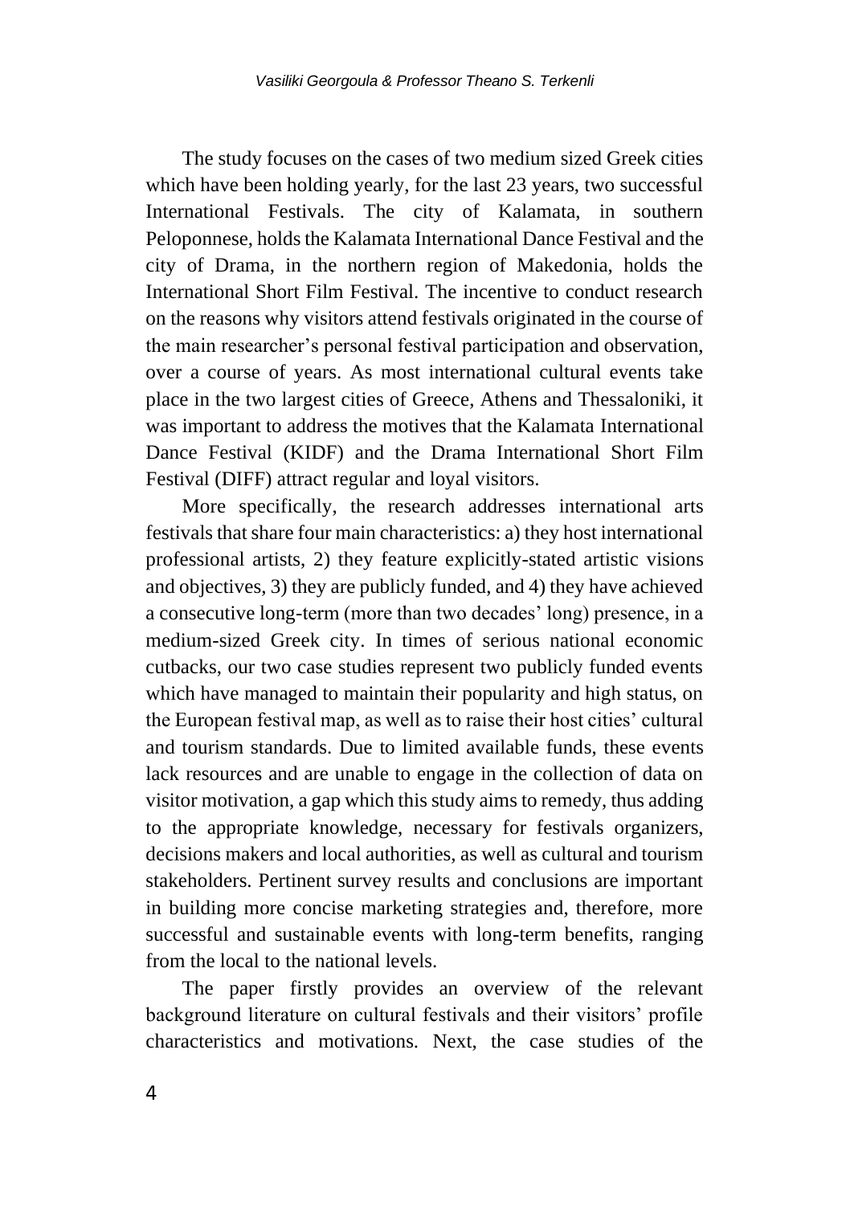The study focuses on the cases of two medium sized Greek cities which have been holding yearly, for the last 23 years, two successful International Festivals. The city of Kalamata, in southern Peloponnese, holds the Kalamata International Dance Festival and the city of Drama, in the northern region of Makedonia, holds the International Short Film Festival. The incentive to conduct research on the reasons why visitors attend festivals originated in the course of the main researcher's personal festival participation and observation, over a course of years. As most international cultural events take place in the two largest cities of Greece, Athens and Thessaloniki, it was important to address the motives that the Kalamata International Dance Festival (KIDF) and the Drama International Short Film Festival (DIFF) attract regular and loyal visitors.

More specifically, the research addresses international arts festivals that share four main characteristics: a) they host international professional artists, 2) they feature explicitly-stated artistic visions and objectives, 3) they are publicly funded, and 4) they have achieved a consecutive long-term (more than two decades' long) presence, in a medium-sized Greek city. In times of serious national economic cutbacks, our two case studies represent two publicly funded events which have managed to maintain their popularity and high status, on the European festival map, as well as to raise their host cities' cultural and tourism standards. Due to limited available funds, these events lack resources and are unable to engage in the collection of data on visitor motivation, a gap which this study aims to remedy, thus adding to the appropriate knowledge, necessary for festivals organizers, decisions makers and local authorities, as well as cultural and tourism stakeholders. Pertinent survey results and conclusions are important in building more concise marketing strategies and, therefore, more successful and sustainable events with long-term benefits, ranging from the local to the national levels.

The paper firstly provides an overview of the relevant background literature on cultural festivals and their visitors' profile characteristics and motivations. Next, the case studies of the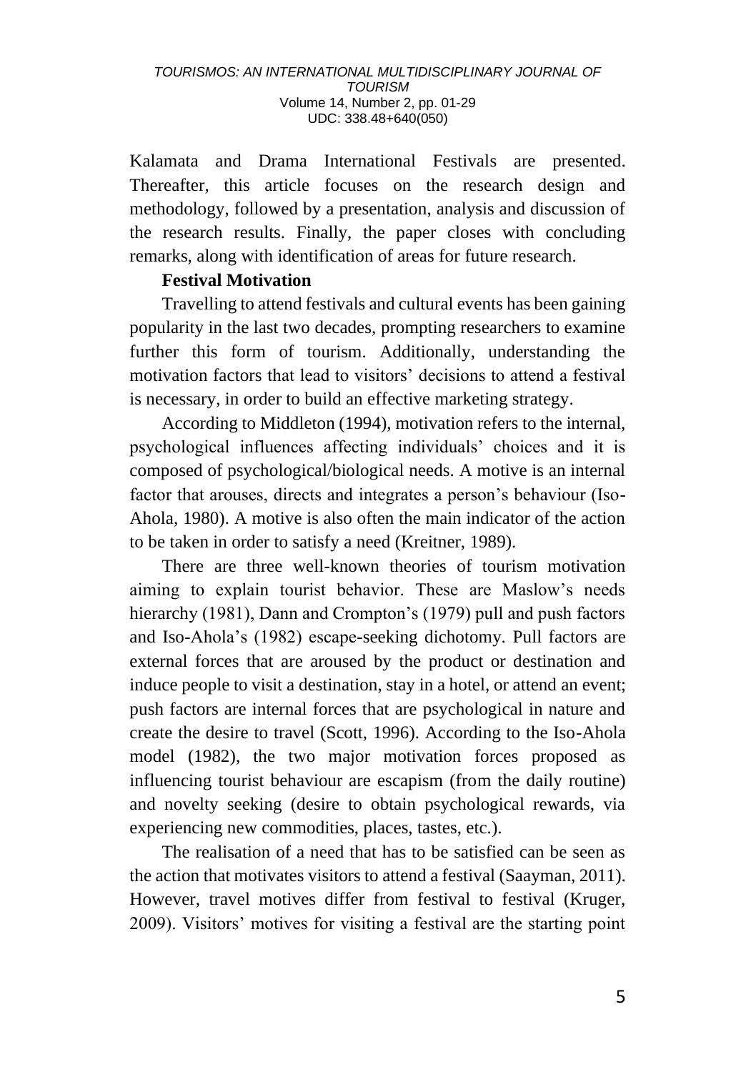Kalamata and Drama International Festivals are presented. Thereafter, this article focuses on the research design and methodology, followed by a presentation, analysis and discussion of the research results. Finally, the paper closes with concluding remarks, along with identification of areas for future research.

## Festival Motivation

Travelling to attend festivals and cultural events has been gaining popularity in the last two decades, prompting researchers to examine further this form of tourism. Additionally, understanding the motivation factors that lead to visitors' decisions to attend a festival is necessary, in order to build an effective marketing strategy.

According to Middleton (1994), motivation refers to the internal, psychological influences affecting individuals' choices and it is composed of psychological/biological needs. A motive is an internal factor that arouses, directs and integrates a person's behaviour (Iso-Ahola, 1980). A motive is also often the main indicator of the action to be taken in order to satisfy a need (Kreitner, 1989).

There are three well-known theories of tourism motivation aiming to explain tourist behavior. These are Maslow's needs hierarchy (1981), Dann and Crompton's (1979) pull and push factors and Iso-Ahola's (1982) escape-seeking dichotomy. Pull factors are external forces that are aroused by the product or destination and induce people to visit a destination, stay in a hotel, or attend an event; push factors are internal forces that are psychological in nature and create the desire to travel (Scott, 1996). According to the Iso-Ahola model (1982), the two major motivation forces proposed as influencing tourist behaviour are escapism (from the daily routine) and novelty seeking (desire to obtain psychological rewards, via experiencing new commodities, places, tastes, etc.).

The realisation of a need that has to be satisfied can be seen as the action that motivates visitors to attend a festival (Saayman, 2011). However, travel motives differ from festival to festival (Kruger, 2009). Visitors' motives for visiting a festival are the starting point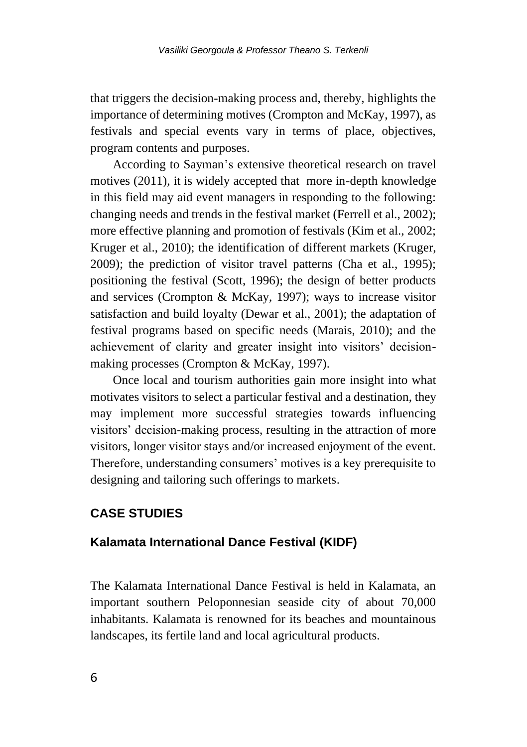that triggers the decision-making process and, thereby, highlights the importance of determining motives (Crompton and McKay, 1997), as festivals and special events vary in terms of place, objectives, program contents and purposes.

According to Sayman's extensive theoretical research on travel motives (2011), it is widely accepted that more in-depth knowledge in this field may aid event managers in responding to the following: changing needs and trends in the festival market (Ferrell et al., 2002); more effective planning and promotion of festivals (Kim et al., 2002; Kruger et al., 2010); the identification of different markets (Kruger, 2009); the prediction of visitor travel patterns (Cha et al., 1995); positioning the festival (Scott, 1996); the design of better products and services (Crompton & McKay, 1997); ways to increase visitor satisfaction and build loyalty (Dewar et al., 2001); the adaptation of festival programs based on specific needs (Marais, 2010); and the achievement of clarity and greater insight into visitors' decision-making processes (Crompton & McKay, 1997).

Once local and tourism authorities gain more insight into what motivates visitors to select a particular festival and a destination, they may implement more successful strategies towards influencing visitors' decision-making process, resulting in the attraction of more visitors, longer visitor stays and/or increased enjoyment of the event. Therefore, understanding consumers' motives is a key prerequisite to designing and tailoring such offerings to markets.

## CASE STUDIES

### Kalamata International Dance Festival (KIDF)

The Kalamata International Dance Festival is held in Kalamata, an important southern Peloponnesian seaside city of about 70,000 inhabitants. Kalamata is renowned for its beaches and mountainous landscapes, its fertile land and local agricultural products.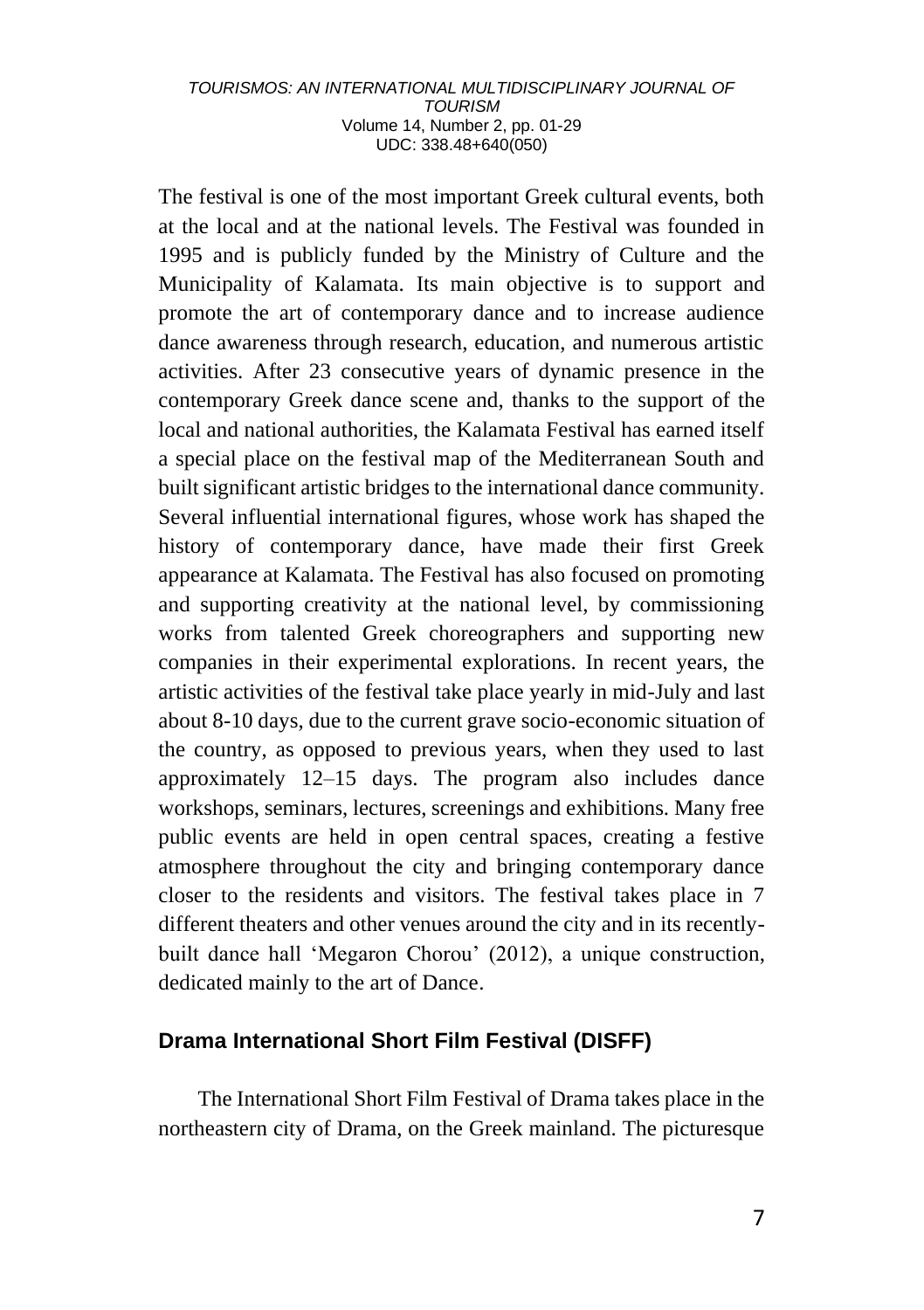The festival is one of the most important Greek cultural events, both at the local and at the national levels. The Festival was founded in 1995 and is publicly funded by the Ministry of Culture and the Municipality of Kalamata. Its main objective is to support and promote the art of contemporary dance and to increase audience dance awareness through research, education, and numerous artistic activities. After 23 consecutive years of dynamic presence in the contemporary Greek dance scene and, thanks to the support of the local and national authorities, the Kalamata Festival has earned itself a special place on the festival map of the Mediterranean South and built significant artistic bridges to the international dance community. Several influential international figures, whose work has shaped the history of contemporary dance, have made their first Greek appearance at Kalamata. The Festival has also focused on promoting and supporting creativity at the national level, by commissioning works from talented Greek choreographers and supporting new companies in their experimental explorations. In recent years, the artistic activities of the festival take place yearly in mid-July and last about 8-10 days, due to the current grave socio-economic situation of the country, as opposed to previous years, when they used to last approximately 12–15 days. The program also includes dance workshops, seminars, lectures, screenings and exhibitions. Many free public events are held in open central spaces, creating a festive atmosphere throughout the city and bringing contemporary dance closer to the residents and visitors. The festival takes place in 7 different theaters and other venues around the city and in its recently-built dance hall 'Megaron Chorou' (2012), a unique construction, dedicated mainly to the art of Dance.

## Drama International Short Film Festival (DISFF)

The International Short Film Festival of Drama takes place in the northeastern city of Drama, on the Greek mainland. The picturesque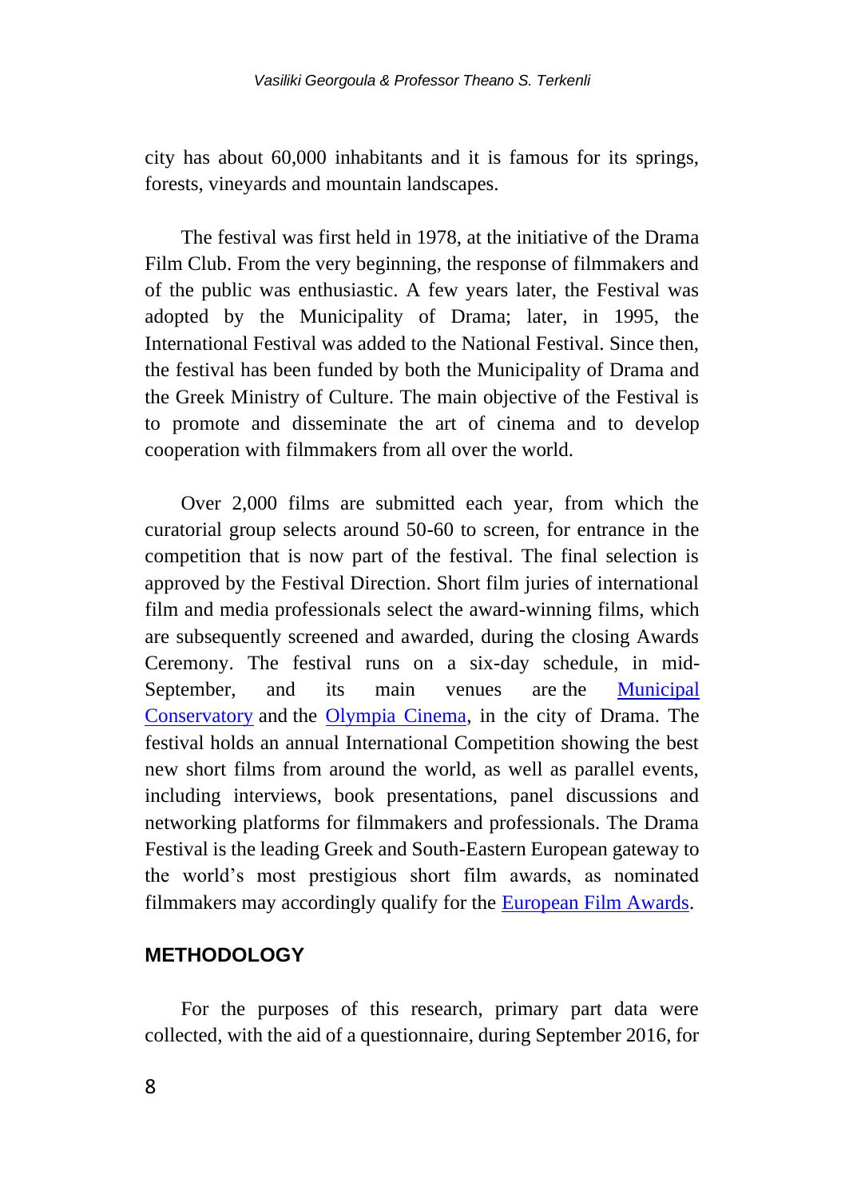city has about 60,000 inhabitants and it is famous for its springs, forests, vineyards and mountain landscapes.

The festival was first held in 1978, at the initiative of the Drama Film Club. From the very beginning, the response of filmmakers and of the public was enthusiastic. A few years later, the Festival was adopted by the Municipality of Drama; later, in 1995, the International Festival was added to the National Festival. Since then, the festival has been funded by both the Municipality of Drama and the Greek Ministry of Culture. The main objective of the Festival is to promote and disseminate the art of cinema and to develop cooperation with filmmakers from all over the world.

Over 2,000 films are submitted each year, from which the curatorial group selects around 50-60 to screen, for entrance in the competition that is now part of the festival. The final selection is approved by the Festival Direction. Short film juries of international film and media professionals select the award-winning films, which are subsequently screened and awarded, during the closing Awards Ceremony. The festival runs on a six-day schedule, in mid-September, and its main venues are the Municipal Conservatory and the Olympia Cinema, in the city of Drama. The festival holds an annual International Competition showing the best new short films from around the world, as well as parallel events, including interviews, book presentations, panel discussions and networking platforms for filmmakers and professionals. The Drama Festival is the leading Greek and South-Eastern European gateway to the world's most prestigious short film awards, as nominated filmmakers may accordingly qualify for the European Film Awards.

## METHODOLOGY

For the purposes of this research, primary part data were collected, with the aid of a questionnaire, during September 2016, for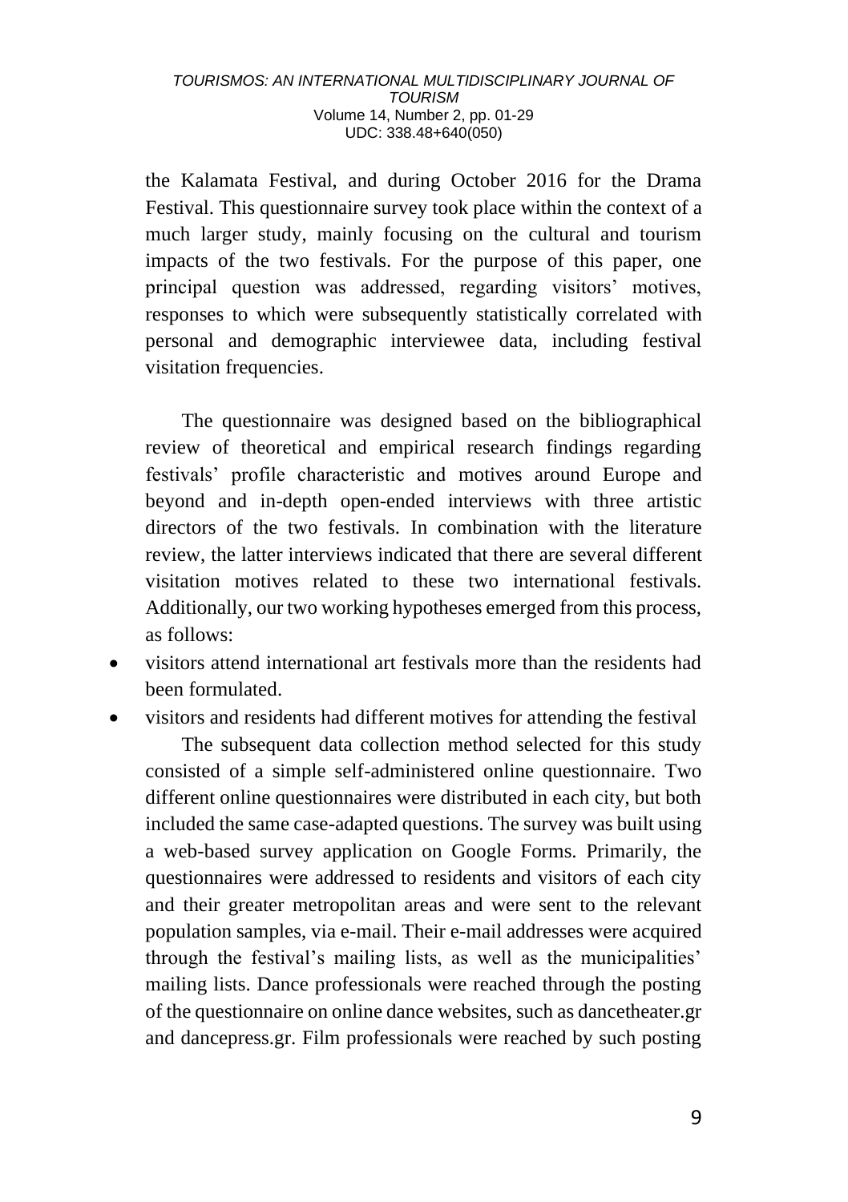the Kalamata Festival, and during October 2016 for the Drama Festival. This questionnaire survey took place within the context of a much larger study, mainly focusing on the cultural and tourism impacts of the two festivals. For the purpose of this paper, one principal question was addressed, regarding visitors' motives, responses to which were subsequently statistically correlated with personal and demographic interviewee data, including festival visitation frequencies.

The questionnaire was designed based on the bibliographical review of theoretical and empirical research findings regarding festivals' profile characteristic and motives around Europe and beyond and in-depth open-ended interviews with three artistic directors of the two festivals. In combination with the literature review, the latter interviews indicated that there are several different visitation motives related to these two international festivals. Additionally, our two working hypotheses emerged from this process, as follows:

- visitors attend international art festivals more than the residents had been formulated.
- visitors and residents had different motives for attending the festival

The subsequent data collection method selected for this study consisted of a simple self-administered online questionnaire. Two different online questionnaires were distributed in each city, but both included the same case-adapted questions. The survey was built using a web-based survey application on Google Forms. Primarily, the questionnaires were addressed to residents and visitors of each city and their greater metropolitan areas and were sent to the relevant population samples, via e-mail. Their e-mail addresses were acquired through the festival's mailing lists, as well as the municipalities' mailing lists. Dance professionals were reached through the posting of the questionnaire on online dance websites, such as dancetheater.gr and dancepress.gr. Film professionals were reached by such posting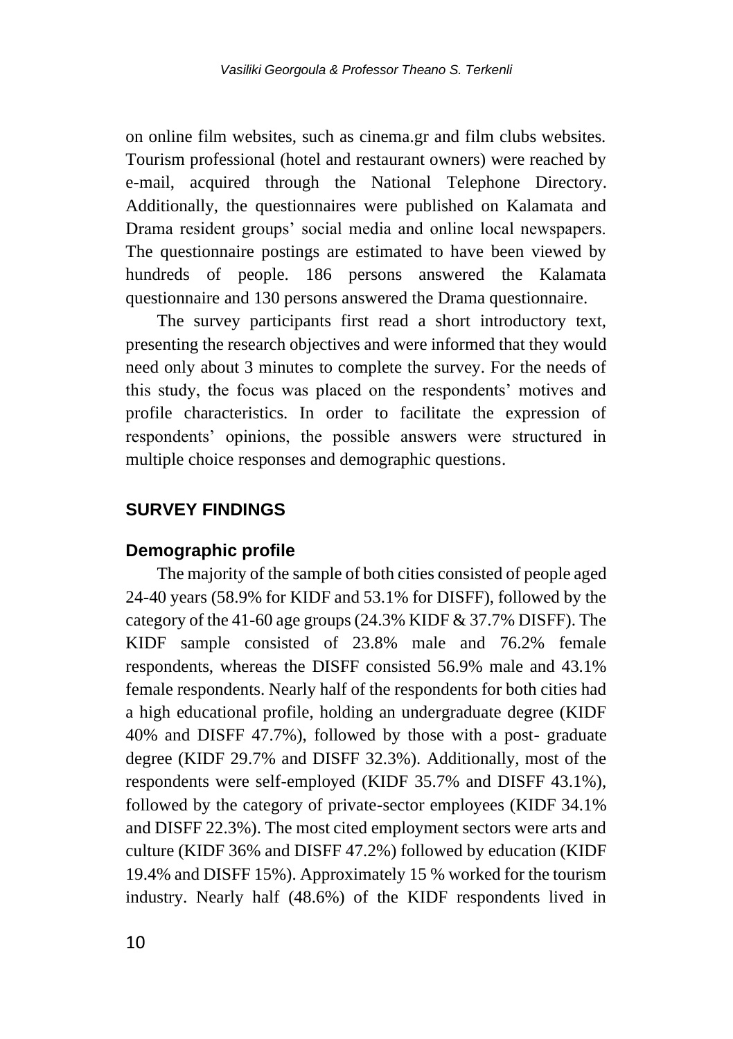on online film websites, such as cinema.gr and film clubs websites. Tourism professional (hotel and restaurant owners) were reached by e-mail, acquired through the National Telephone Directory. Additionally, the questionnaires were published on Kalamata and Drama resident groups' social media and online local newspapers. The questionnaire postings are estimated to have been viewed by hundreds of people. 186 persons answered the Kalamata questionnaire and 130 persons answered the Drama questionnaire.

The survey participants first read a short introductory text, presenting the research objectives and were informed that they would need only about 3 minutes to complete the survey. For the needs of this study, the focus was placed on the respondents' motives and profile characteristics. In order to facilitate the expression of respondents' opinions, the possible answers were structured in multiple choice responses and demographic questions.

## SURVEY FINDINGS

### Demographic profile

The majority of the sample of both cities consisted of people aged 24-40 years (58.9% for KIDF and 53.1% for DISFF), followed by the category of the 41-60 age groups (24.3% KIDF & 37.7% DISFF). The KIDF sample consisted of 23.8% male and 76.2% female respondents, whereas the DISFF consisted 56.9% male and 43.1% female respondents. Nearly half of the respondents for both cities had a high educational profile, holding an undergraduate degree (KIDF 40% and DISFF 47.7%), followed by those with a post- graduate degree (KIDF 29.7% and DISFF 32.3%). Additionally, most of the respondents were self-employed (KIDF 35.7% and DISFF 43.1%), followed by the category of private-sector employees (KIDF 34.1% and DISFF 22.3%). The most cited employment sectors were arts and culture (KIDF 36% and DISFF 47.2%) followed by education (KIDF 19.4% and DISFF 15%). Approximately 15 % worked for the tourism industry. Nearly half (48.6%) of the KIDF respondents lived in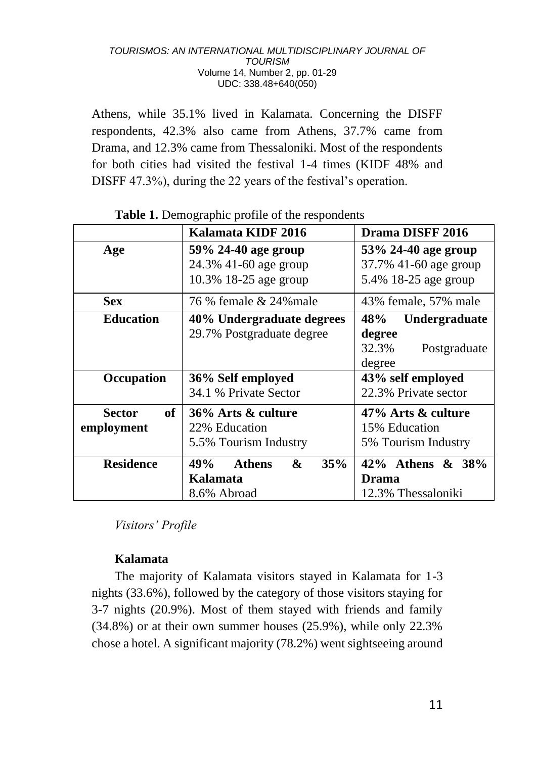Athens, while 35.1% lived in Kalamata. Concerning the DISFF respondents, 42.3% also came from Athens, 37.7% came from Drama, and 12.3% came from Thessaloniki. Most of the respondents for both cities had visited the festival 1-4 times (KIDF 48% and DISFF 47.3%), during the 22 years of the festival's operation.

**Table 1.** Demographic profile of the respondents

| | **Kalamata KIDF 2016** | **Drama DISFF 2016** |
|---|---|---|
| **Age** | **59% 24-40 age group**<br>24.3% 41-60 age group<br>10.3% 18-25 age group | **53% 24-40 age group**<br>37.7% 41-60 age group<br>5.4% 18-25 age group |
| **Sex** | 76 % female & 24%male | 43% female, 57% male |
| **Education** | **40% Undergraduate degrees**<br>29.7% Postgraduate degree | **48% Undergraduate degree**<br>32.3% Postgraduate degree |
| **Occupation** | **36% Self employed**<br>34.1 % Private Sector | **43% self employed**<br>22.3% Private sector |
| **Sector of employment** | **36% Arts & culture**<br>22% Education<br>5.5% Tourism Industry | **47% Arts & culture**<br>15% Education<br>5% Tourism Industry |
| **Residence** | **49% Athens & 35% Kalamata**<br>8.6% Abroad | **42% Athens & 38% Drama**<br>12.3% Thessaloniki |

*Visitors' Profile*

**Kalamata**

The majority of Kalamata visitors stayed in Kalamata for 1-3 nights (33.6%), followed by the category of those visitors staying for 3-7 nights (20.9%). Most of them stayed with friends and family (34.8%) or at their own summer houses (25.9%), while only 22.3% chose a hotel. A significant majority (78.2%) went sightseeing around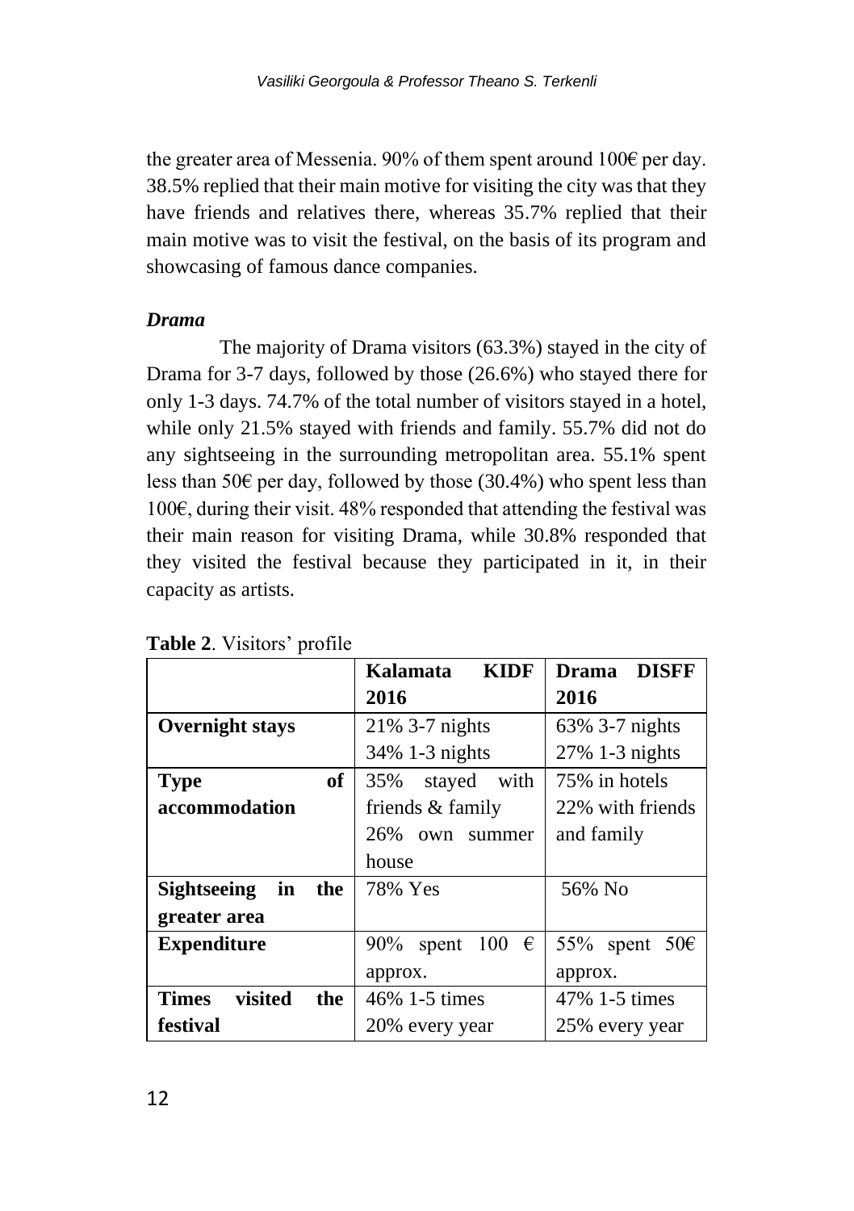the greater area of Messenia. 90% of them spent around 100€ per day. 38.5% replied that their main motive for visiting the city was that they have friends and relatives there, whereas 35.7% replied that their main motive was to visit the festival, on the basis of its program and showcasing of famous dance companies.

***Drama***

The majority of Drama visitors (63.3%) stayed in the city of Drama for 3-7 days, followed by those (26.6%) who stayed there for only 1-3 days. 74.7% of the total number of visitors stayed in a hotel, while only 21.5% stayed with friends and family. 55.7% did not do any sightseeing in the surrounding metropolitan area. 55.1% spent less than 50€ per day, followed by those (30.4%) who spent less than 100€, during their visit. 48% responded that attending the festival was their main reason for visiting Drama, while 30.8% responded that they visited the festival because they participated in it, in their capacity as artists.

**Table 2**. Visitors' profile

| | **Kalamata KIDF 2016** | **Drama DISFF 2016** |
|---|---|---|
| **Overnight stays** | 21% 3-7 nights<br>34% 1-3 nights | 63% 3-7 nights<br>27% 1-3 nights |
| **Type of accommodation** | 35% stayed with friends & family<br>26% own summer house | 75% in hotels<br>22% with friends and family |
| **Sightseeing in the greater area** | 78% Yes | 56% No |
| **Expenditure** | 90% spent 100 € approx. | 55% spent 50€ approx. |
| **Times visited the festival** | 46% 1-5 times<br>20% every year | 47% 1-5 times<br>25% every year |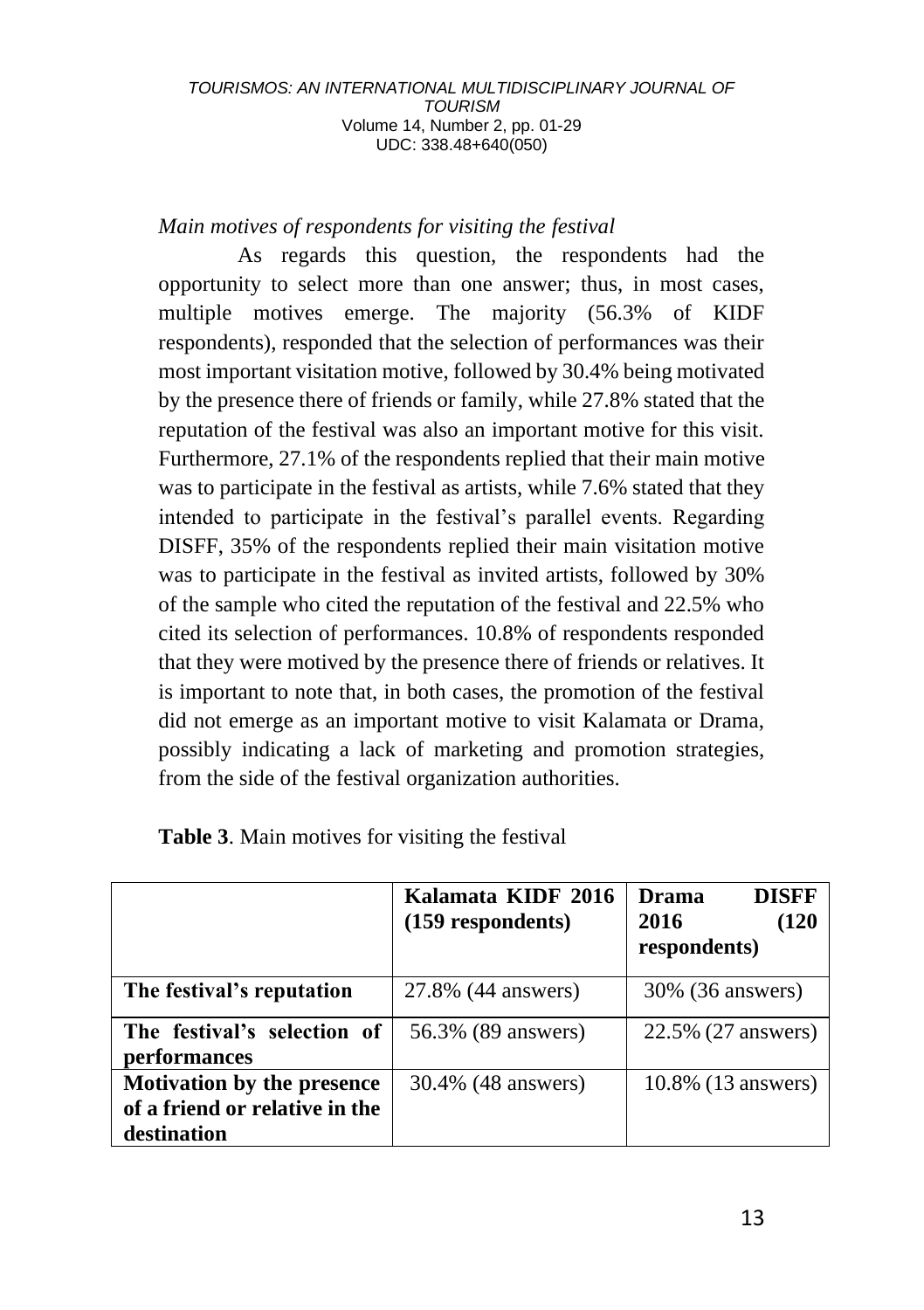*Main motives of respondents for visiting the festival*

As regards this question, the respondents had the opportunity to select more than one answer; thus, in most cases, multiple motives emerge. The majority (56.3% of KIDF respondents), responded that the selection of performances was their most important visitation motive, followed by 30.4% being motivated by the presence there of friends or family, while 27.8% stated that the reputation of the festival was also an important motive for this visit. Furthermore, 27.1% of the respondents replied that their main motive was to participate in the festival as artists, while 7.6% stated that they intended to participate in the festival's parallel events. Regarding DISFF, 35% of the respondents replied their main visitation motive was to participate in the festival as invited artists, followed by 30% of the sample who cited the reputation of the festival and 22.5% who cited its selection of performances. 10.8% of respondents responded that they were motived by the presence there of friends or relatives. It is important to note that, in both cases, the promotion of the festival did not emerge as an important motive to visit Kalamata or Drama, possibly indicating a lack of marketing and promotion strategies, from the side of the festival organization authorities.

**Table 3**. Main motives for visiting the festival

| | **Kalamata KIDF 2016 (159 respondents)** | **Drama DISFF 2016 (120 respondents)** |
|---|---|---|
| **The festival's reputation** | 27.8% (44 answers) | 30% (36 answers) |
| **The festival's selection of performances** | 56.3% (89 answers) | 22.5% (27 answers) |
| **Motivation by the presence of a friend or relative in the destination** | 30.4% (48 answers) | 10.8% (13 answers) |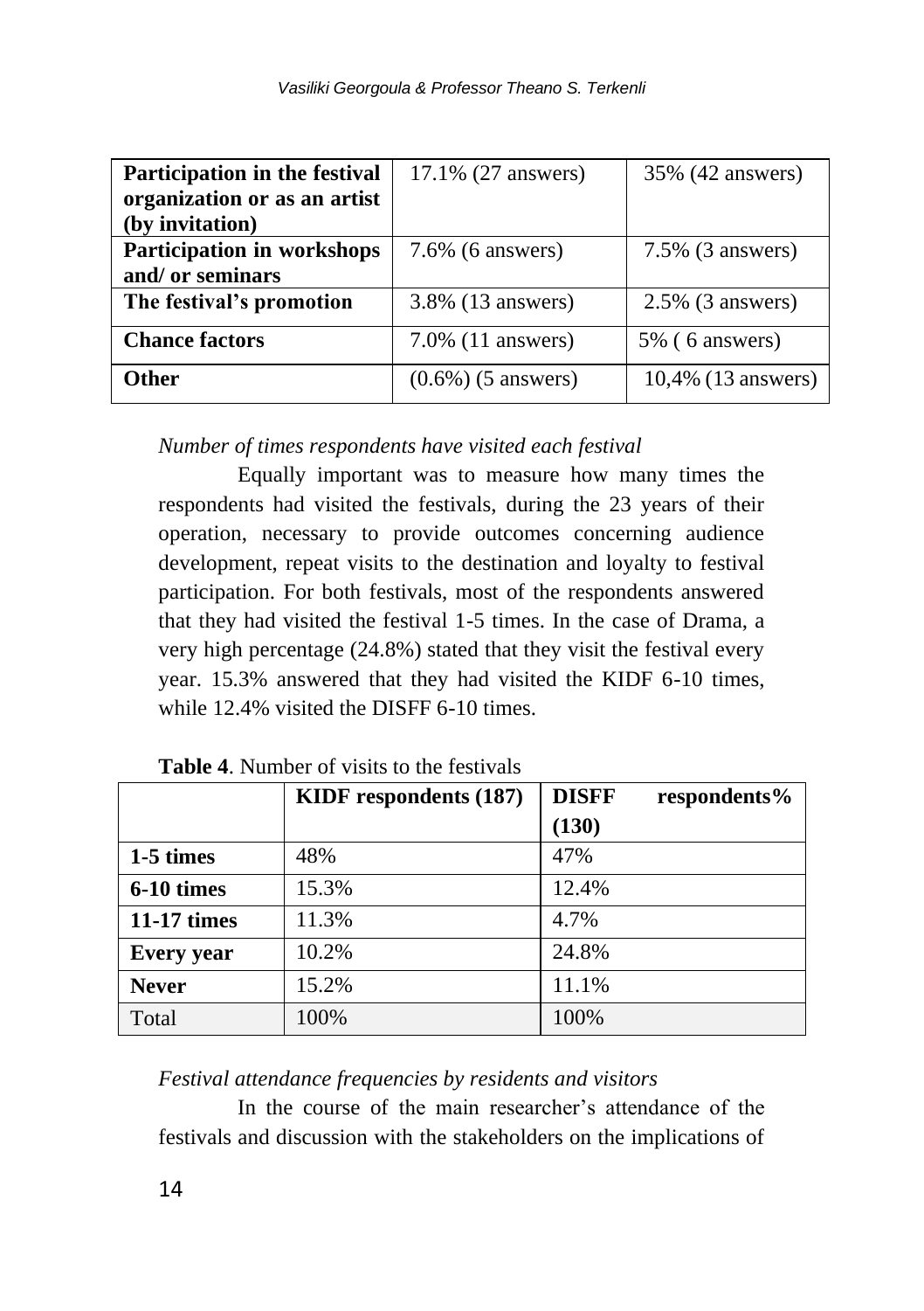| | | |
|---|---|---|
| **Participation in the festival organization or as an artist (by invitation)** | 17.1% (27 answers) | 35% (42 answers) |
| **Participation in workshops and/ or seminars** | 7.6% (6 answers) | 7.5% (3 answers) |
| **The festival's promotion** | 3.8% (13 answers) | 2.5% (3 answers) |
| **Chance factors** | 7.0% (11 answers) | 5% ( 6 answers) |
| **Other** | (0.6%) (5 answers) | 10,4% (13 answers) |

*Number of times respondents have visited each festival*

Equally important was to measure how many times the respondents had visited the festivals, during the 23 years of their operation, necessary to provide outcomes concerning audience development, repeat visits to the destination and loyalty to festival participation. For both festivals, most of the respondents answered that they had visited the festival 1-5 times. In the case of Drama, a very high percentage (24.8%) stated that they visit the festival every year. 15.3% answered that they had visited the KIDF 6-10 times, while 12.4% visited the DISFF 6-10 times.

**Table 4**. Number of visits to the festivals

| | **KIDF respondents (187)** | **DISFF respondents% (130)** |
|---|---|---|
| **1-5 times** | 48% | 47% |
| **6-10 times** | 15.3% | 12.4% |
| **11-17 times** | 11.3% | 4.7% |
| **Every year** | 10.2% | 24.8% |
| **Never** | 15.2% | 11.1% |
| Total | 100% | 100% |

*Festival attendance frequencies by residents and visitors*

In the course of the main researcher's attendance of the festivals and discussion with the stakeholders on the implications of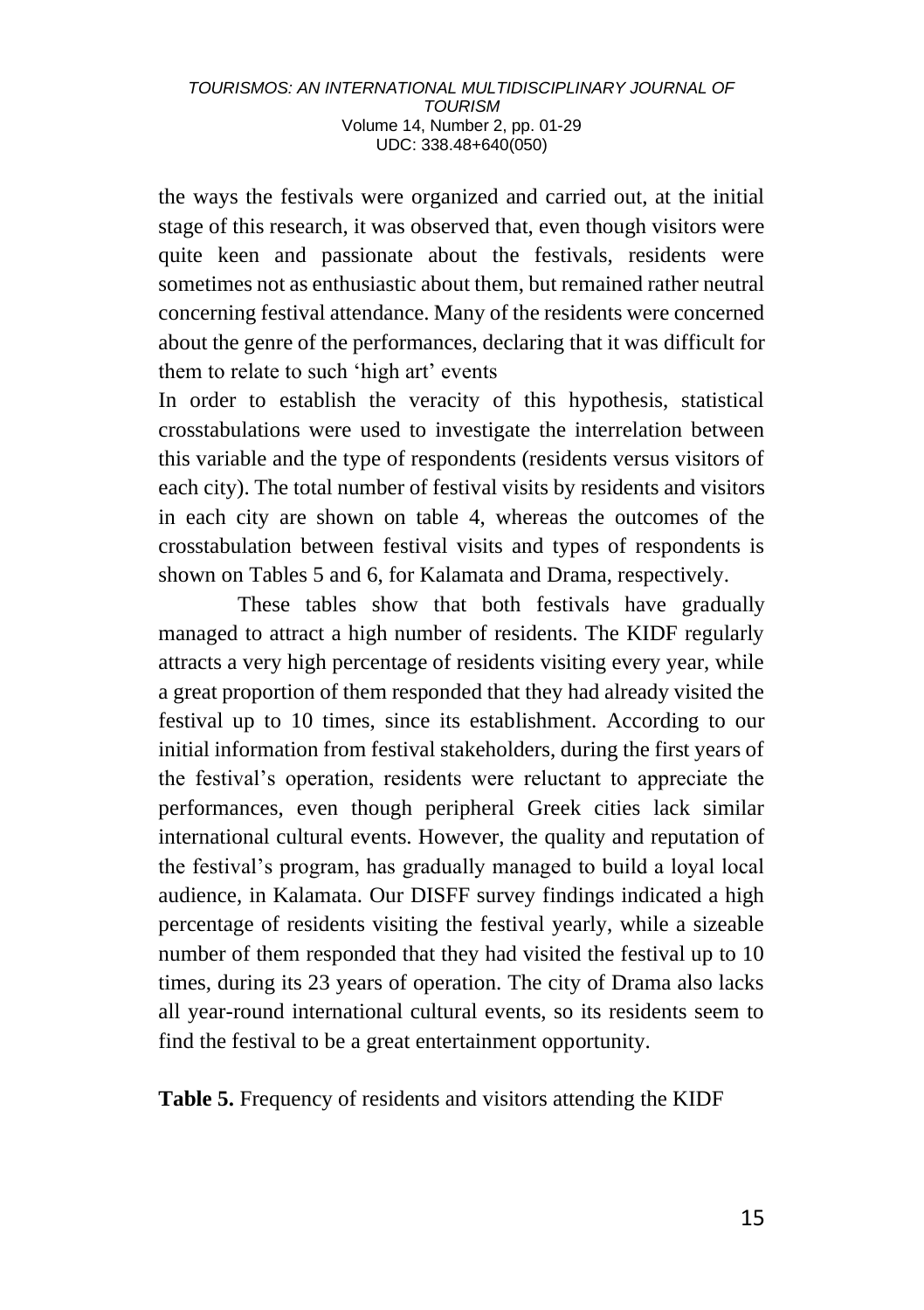the ways the festivals were organized and carried out, at the initial stage of this research, it was observed that, even though visitors were quite keen and passionate about the festivals, residents were sometimes not as enthusiastic about them, but remained rather neutral concerning festival attendance. Many of the residents were concerned about the genre of the performances, declaring that it was difficult for them to relate to such 'high art' events

In order to establish the veracity of this hypothesis, statistical crosstabulations were used to investigate the interrelation between this variable and the type of respondents (residents versus visitors of each city). The total number of festival visits by residents and visitors in each city are shown on table 4, whereas the outcomes of the crosstabulation between festival visits and types of respondents is shown on Tables 5 and 6, for Kalamata and Drama, respectively.

These tables show that both festivals have gradually managed to attract a high number of residents. The KIDF regularly attracts a very high percentage of residents visiting every year, while a great proportion of them responded that they had already visited the festival up to 10 times, since its establishment. According to our initial information from festival stakeholders, during the first years of the festival's operation, residents were reluctant to appreciate the performances, even though peripheral Greek cities lack similar international cultural events. However, the quality and reputation of the festival's program, has gradually managed to build a loyal local audience, in Kalamata. Our DISFF survey findings indicated a high percentage of residents visiting the festival yearly, while a sizeable number of them responded that they had visited the festival up to 10 times, during its 23 years of operation. The city of Drama also lacks all year-round international cultural events, so its residents seem to find the festival to be a great entertainment opportunity.

**Table 5.** Frequency of residents and visitors attending the KIDF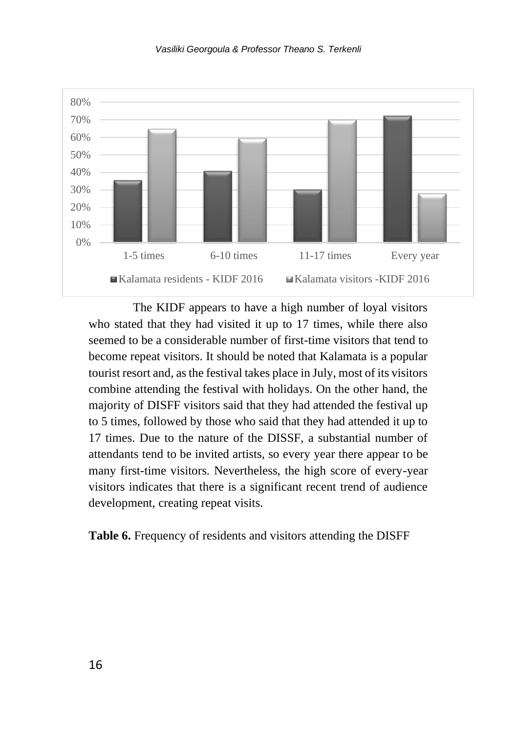The KIDF appears to have a high number of loyal visitors who stated that they had visited it up to 17 times, while there also seemed to be a considerable number of first-time visitors that tend to become repeat visitors. It should be noted that Kalamata is a popular tourist resort and, as the festival takes place in July, most of its visitors combine attending the festival with holidays. On the other hand, the majority of DISFF visitors said that they had attended the festival up to 5 times, followed by those who said that they had attended it up to 17 times. Due to the nature of the DISSF, a substantial number of attendants tend to be invited artists, so every year there appear to be many first-time visitors. Nevertheless, the high score of every-year visitors indicates that there is a significant recent trend of audience development, creating repeat visits.

**Table 6.** Frequency of residents and visitors attending the DISFF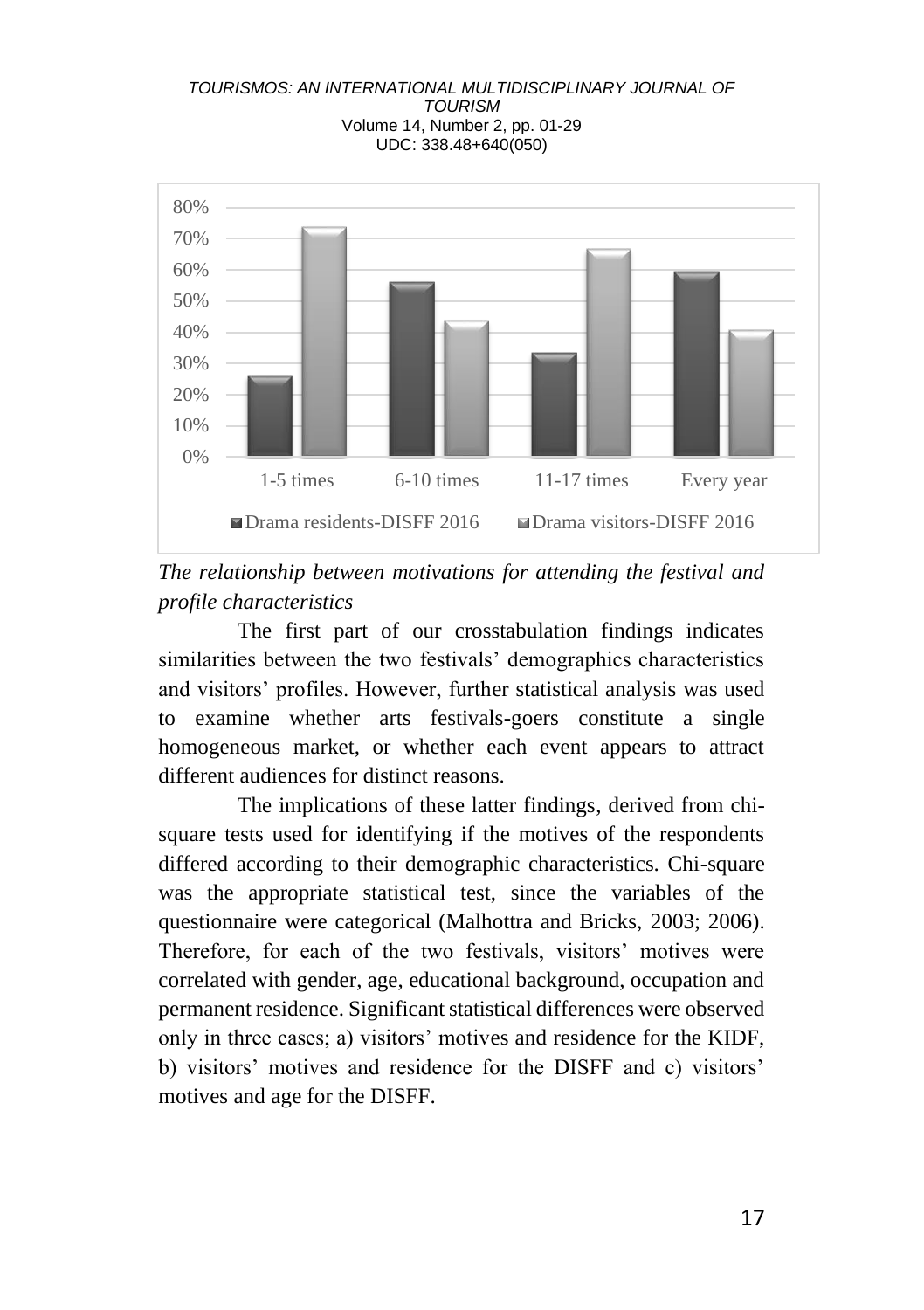*The relationship between motivations for attending the festival and profile characteristics*

The first part of our crosstabulation findings indicates similarities between the two festivals' demographics characteristics and visitors' profiles. However, further statistical analysis was used to examine whether arts festivals-goers constitute a single homogeneous market, or whether each event appears to attract different audiences for distinct reasons.

The implications of these latter findings, derived from chi-square tests used for identifying if the motives of the respondents differed according to their demographic characteristics. Chi-square was the appropriate statistical test, since the variables of the questionnaire were categorical (Malhottra and Bricks, 2003; 2006). Therefore, for each of the two festivals, visitors' motives were correlated with gender, age, educational background, occupation and permanent residence. Significant statistical differences were observed only in three cases; a) visitors' motives and residence for the KIDF, b) visitors' motives and residence for the DISFF and c) visitors' motives and age for the DISFF.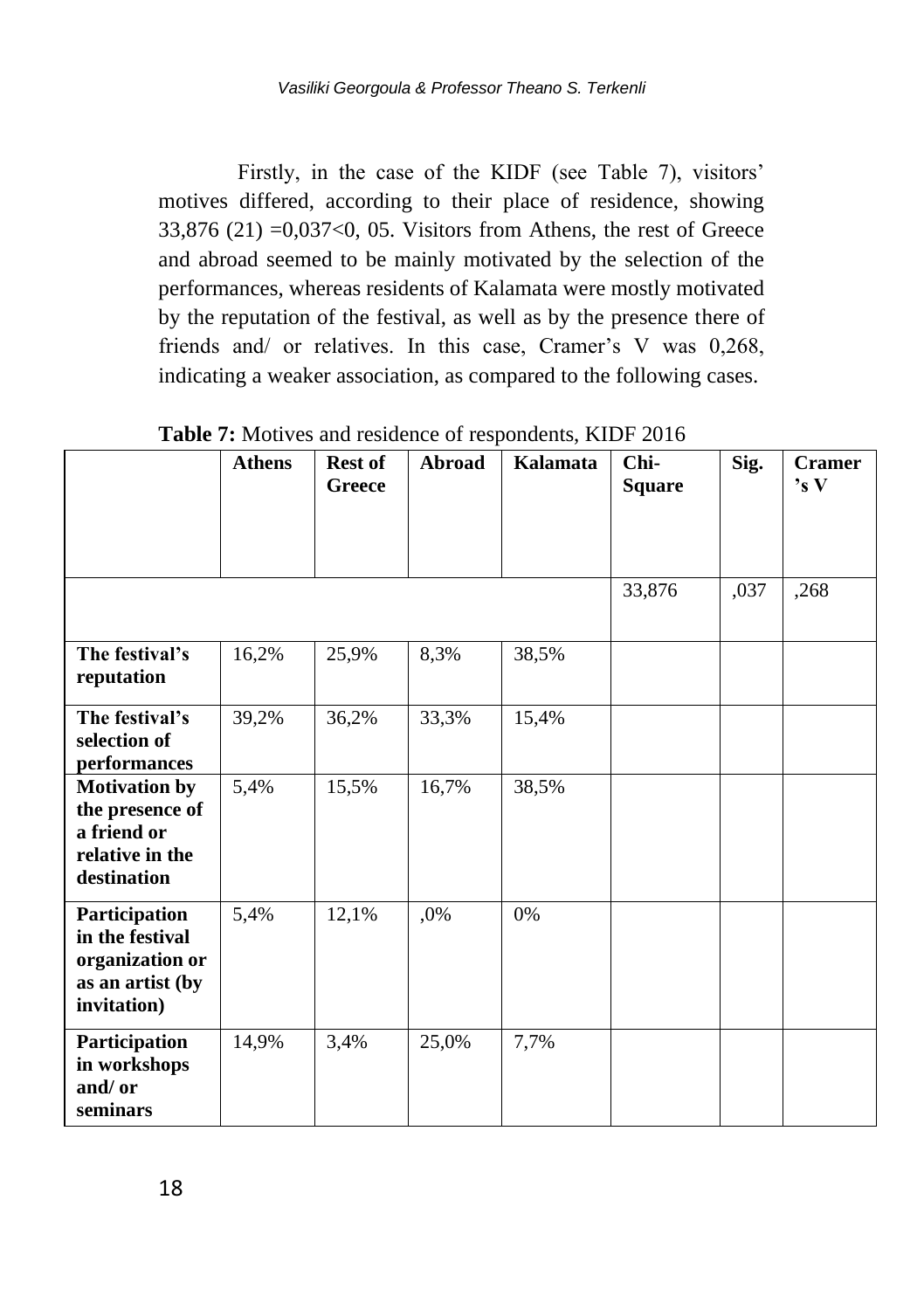Firstly, in the case of the KIDF (see Table 7), visitors' motives differed, according to their place of residence, showing 33,876 (21) =0,037<0, 05. Visitors from Athens, the rest of Greece and abroad seemed to be mainly motivated by the selection of the performances, whereas residents of Kalamata were mostly motivated by the reputation of the festival, as well as by the presence there of friends and/ or relatives. In this case, Cramer's V was 0,268, indicating a weaker association, as compared to the following cases.

**Table 7:** Motives and residence of respondents, KIDF 2016

| | **Athens** | **Rest of Greece** | **Abroad** | **Kalamata** | **Chi-Square** | **Sig.** | **Cramer's V** |
|---|---|---|---|---|---|---|---|
| | | | | | 33,876 | ,037 | ,268 |
| **The festival's reputation** | 16,2% | 25,9% | 8,3% | 38,5% | | | |
| **The festival's selection of performances** | 39,2% | 36,2% | 33,3% | 15,4% | | | |
| **Motivation by the presence of a friend or relative in the destination** | 5,4% | 15,5% | 16,7% | 38,5% | | | |
| **Participation in the festival organization or as an artist (by invitation)** | 5,4% | 12,1% | ,0% | 0% | | | |
| **Participation in workshops and/ or seminars** | 14,9% | 3,4% | 25,0% | 7,7% | | | |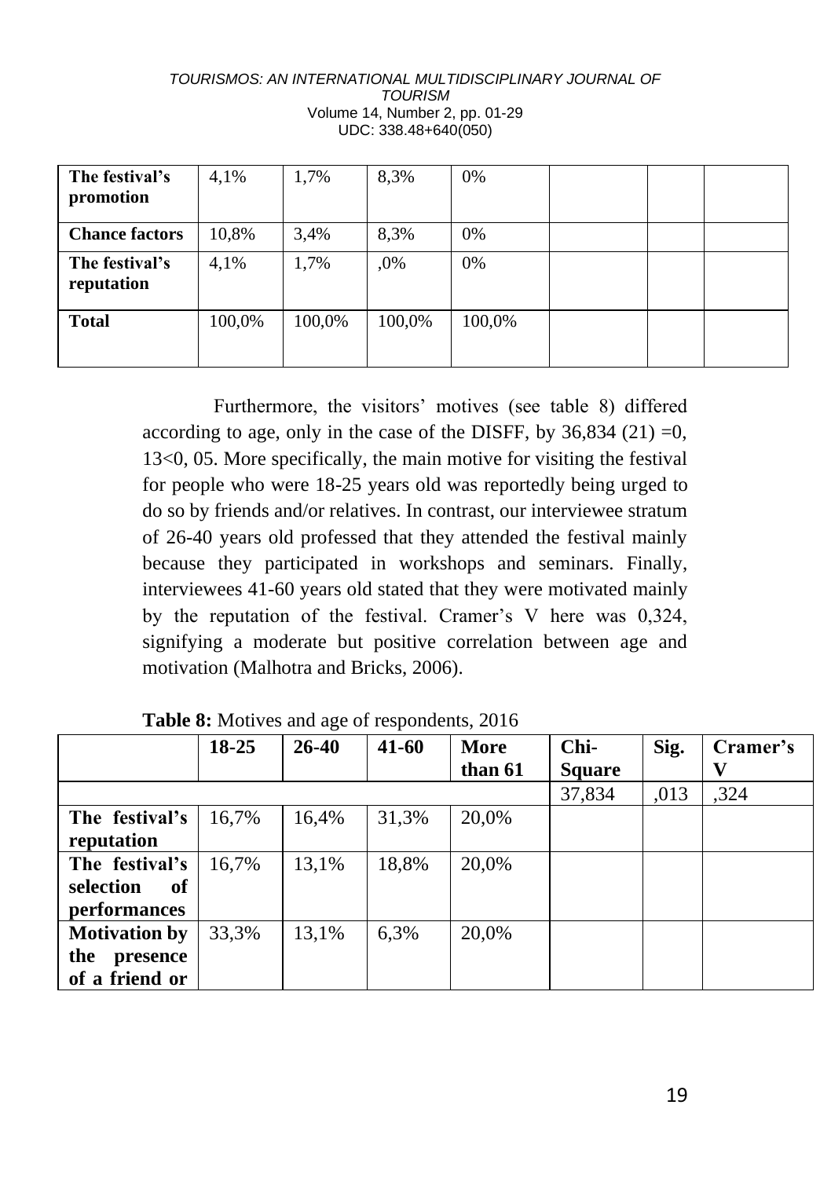| The festival's promotion | 4,1% | 1,7% | 8,3% | 0% | | | |
|---|---|---|---|---|---|---|---|
| **Chance factors** | 10,8% | 3,4% | 8,3% | 0% | | | |
| **The festival's reputation** | 4,1% | 1,7% | ,0% | 0% | | | |
| **Total** | 100,0% | 100,0% | 100,0% | 100,0% | | | |

Furthermore, the visitors' motives (see table 8) differed according to age, only in the case of the DISFF, by 36,834 (21) =0, 13<0, 05. More specifically, the main motive for visiting the festival for people who were 18-25 years old was reportedly being urged to do so by friends and/or relatives. In contrast, our interviewee stratum of 26-40 years old professed that they attended the festival mainly because they participated in workshops and seminars. Finally, interviewees 41-60 years old stated that they were motivated mainly by the reputation of the festival. Cramer's V here was 0,324, signifying a moderate but positive correlation between age and motivation (Malhotra and Bricks, 2006).

**Table 8:** Motives and age of respondents, 2016

| | 18-25 | 26-40 | 41-60 | More than 61 | Chi-Square | Sig. | Cramer's V |
|---|---|---|---|---|---|---|---|
| | | | | | 37,834 | ,013 | ,324 |
| **The festival's reputation** | 16,7% | 16,4% | 31,3% | 20,0% | | | |
| **The festival's selection of performances** | 16,7% | 13,1% | 18,8% | 20,0% | | | |
| **Motivation by the presence of a friend or** | 33,3% | 13,1% | 6,3% | 20,0% | | | |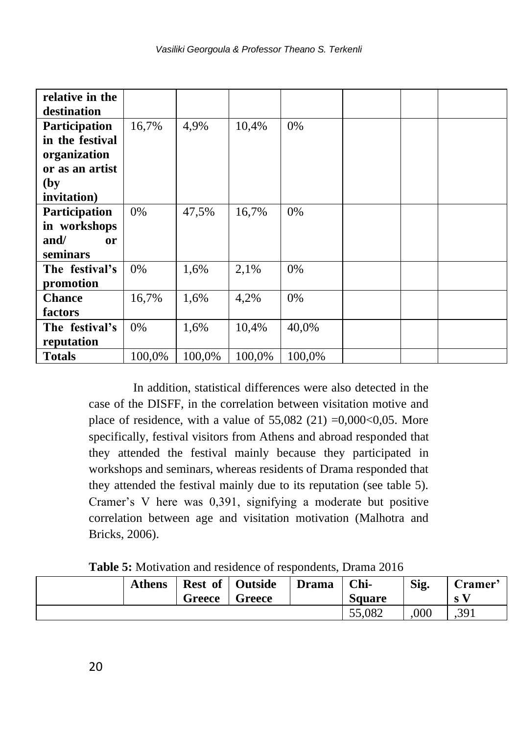| | | | | | | | |
|---|---|---|---|---|---|---|---|
| **relative in the destination** | | | | | | | |
| **Participation in the festival organization or as an artist (by invitation)** | 16,7% | 4,9% | 10,4% | 0% | | | |
| **Participation in workshops and/ or seminars** | 0% | 47,5% | 16,7% | 0% | | | |
| **The festival's promotion** | 0% | 1,6% | 2,1% | 0% | | | |
| **Chance factors** | 16,7% | 1,6% | 4,2% | 0% | | | |
| **The festival's reputation** | 0% | 1,6% | 10,4% | 40,0% | | | |
| **Totals** | 100,0% | 100,0% | 100,0% | 100,0% | | | |

In addition, statistical differences were also detected in the case of the DISFF, in the correlation between visitation motive and place of residence, with a value of 55,082 (21) =0,000<0,05. More specifically, festival visitors from Athens and abroad responded that they attended the festival mainly because they participated in workshops and seminars, whereas residents of Drama responded that they attended the festival mainly due to its reputation (see table 5). Cramer's V here was 0,391, signifying a moderate but positive correlation between age and visitation motivation (Malhotra and Bricks, 2006).

**Table 5:** Motivation and residence of respondents, Drama 2016

| | Athens | Rest of Greece | Outside Greece | Drama | Chi-Square | Sig. | Cramer's V |
|---|---|---|---|---|---|---|---|
| | | | | | 55,082 | ,000 | ,391 |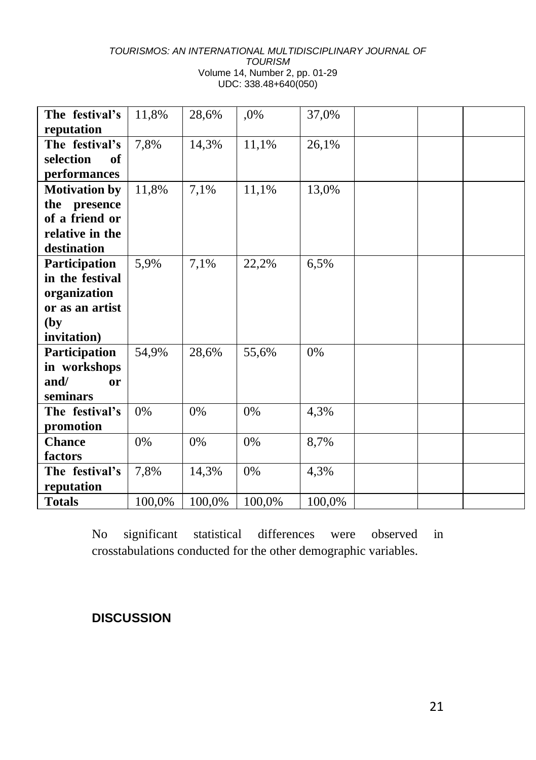| | | | | | | | |
|---|---|---|---|---|---|---|---|
| **The festival's reputation** | 11,8% | 28,6% | ,0% | 37,0% | | | |
| **The festival's selection of performances** | 7,8% | 14,3% | 11,1% | 26,1% | | | |
| **Motivation by the presence of a friend or relative in the destination** | 11,8% | 7,1% | 11,1% | 13,0% | | | |
| **Participation in the festival organization or as an artist (by invitation)** | 5,9% | 7,1% | 22,2% | 6,5% | | | |
| **Participation in workshops and/ or seminars** | 54,9% | 28,6% | 55,6% | 0% | | | |
| **The festival's promotion** | 0% | 0% | 0% | 4,3% | | | |
| **Chance factors** | 0% | 0% | 0% | 8,7% | | | |
| **The festival's reputation** | 7,8% | 14,3% | 0% | 4,3% | | | |
| **Totals** | 100,0% | 100,0% | 100,0% | 100,0% | | | |

No significant statistical differences were observed in crosstabulations conducted for the other demographic variables.

## DISCUSSION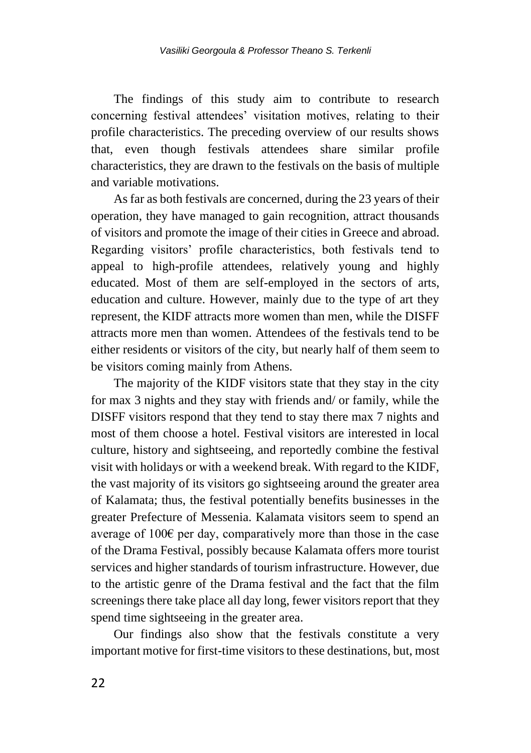The findings of this study aim to contribute to research concerning festival attendees' visitation motives, relating to their profile characteristics. The preceding overview of our results shows that, even though festivals attendees share similar profile characteristics, they are drawn to the festivals on the basis of multiple and variable motivations.

As far as both festivals are concerned, during the 23 years of their operation, they have managed to gain recognition, attract thousands of visitors and promote the image of their cities in Greece and abroad. Regarding visitors' profile characteristics, both festivals tend to appeal to high-profile attendees, relatively young and highly educated. Most of them are self-employed in the sectors of arts, education and culture. However, mainly due to the type of art they represent, the KIDF attracts more women than men, while the DISFF attracts more men than women. Attendees of the festivals tend to be either residents or visitors of the city, but nearly half of them seem to be visitors coming mainly from Athens.

The majority of the KIDF visitors state that they stay in the city for max 3 nights and they stay with friends and/ or family, while the DISFF visitors respond that they tend to stay there max 7 nights and most of them choose a hotel. Festival visitors are interested in local culture, history and sightseeing, and reportedly combine the festival visit with holidays or with a weekend break. With regard to the KIDF, the vast majority of its visitors go sightseeing around the greater area of Kalamata; thus, the festival potentially benefits businesses in the greater Prefecture of Messenia. Kalamata visitors seem to spend an average of 100€ per day, comparatively more than those in the case of the Drama Festival, possibly because Kalamata offers more tourist services and higher standards of tourism infrastructure. However, due to the artistic genre of the Drama festival and the fact that the film screenings there take place all day long, fewer visitors report that they spend time sightseeing in the greater area.

Our findings also show that the festivals constitute a very important motive for first-time visitors to these destinations, but, most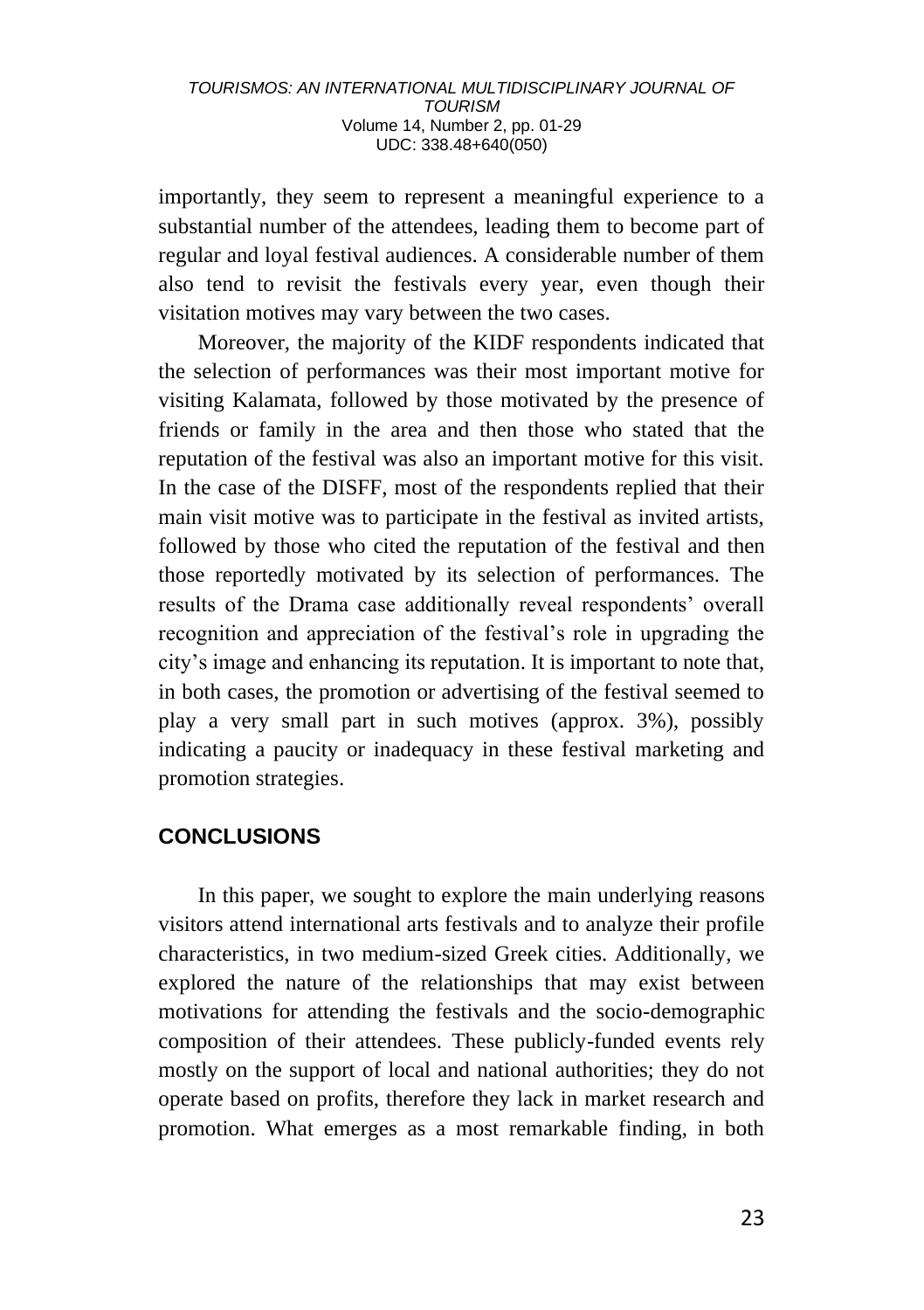importantly, they seem to represent a meaningful experience to a substantial number of the attendees, leading them to become part of regular and loyal festival audiences. A considerable number of them also tend to revisit the festivals every year, even though their visitation motives may vary between the two cases.

Moreover, the majority of the KIDF respondents indicated that the selection of performances was their most important motive for visiting Kalamata, followed by those motivated by the presence of friends or family in the area and then those who stated that the reputation of the festival was also an important motive for this visit. In the case of the DISFF, most of the respondents replied that their main visit motive was to participate in the festival as invited artists, followed by those who cited the reputation of the festival and then those reportedly motivated by its selection of performances. The results of the Drama case additionally reveal respondents' overall recognition and appreciation of the festival's role in upgrading the city's image and enhancing its reputation. It is important to note that, in both cases, the promotion or advertising of the festival seemed to play a very small part in such motives (approx. 3%), possibly indicating a paucity or inadequacy in these festival marketing and promotion strategies.

## CONCLUSIONS

In this paper, we sought to explore the main underlying reasons visitors attend international arts festivals and to analyze their profile characteristics, in two medium-sized Greek cities. Additionally, we explored the nature of the relationships that may exist between motivations for attending the festivals and the socio-demographic composition of their attendees. These publicly-funded events rely mostly on the support of local and national authorities; they do not operate based on profits, therefore they lack in market research and promotion. What emerges as a most remarkable finding, in both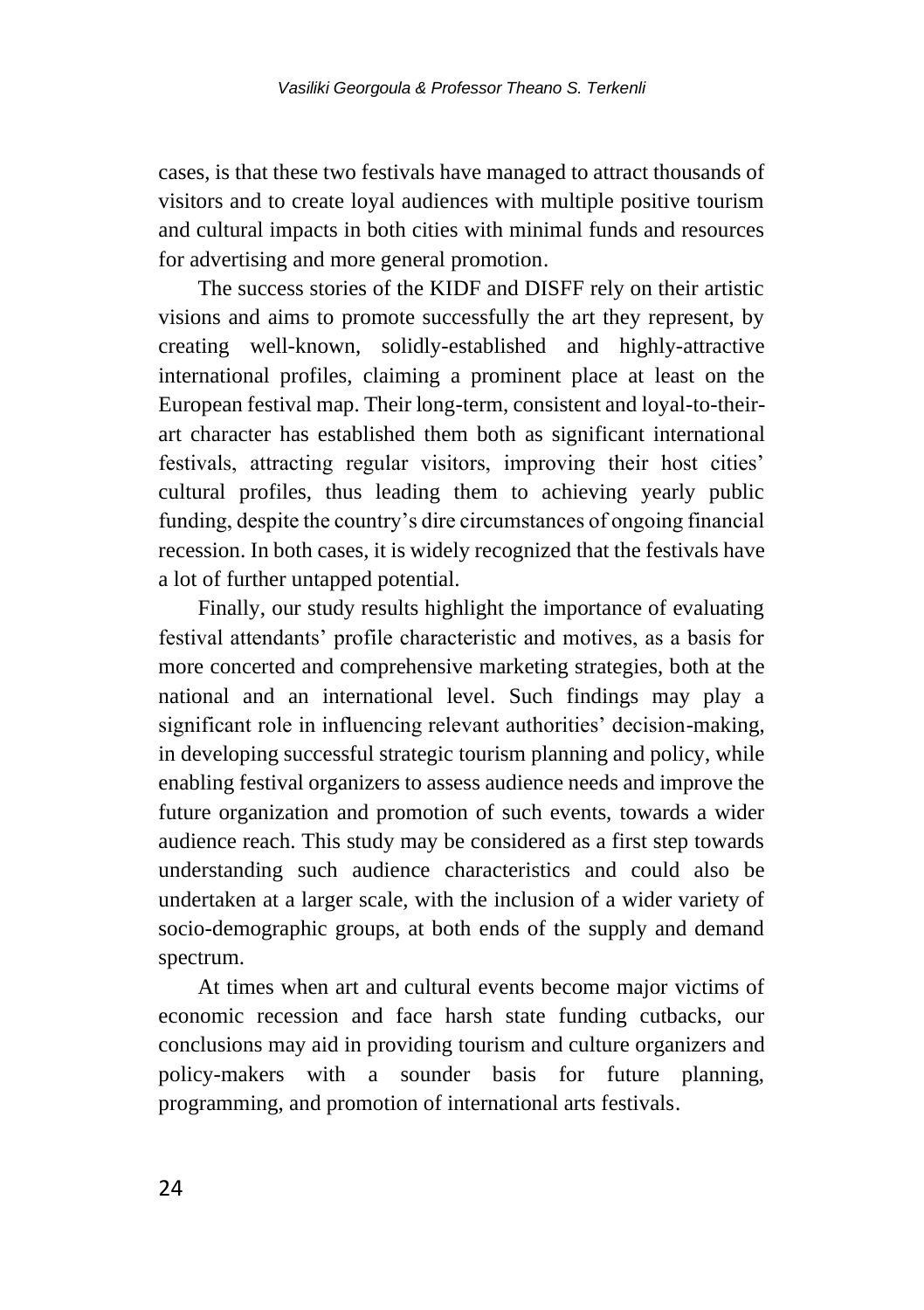cases, is that these two festivals have managed to attract thousands of visitors and to create loyal audiences with multiple positive tourism and cultural impacts in both cities with minimal funds and resources for advertising and more general promotion.

The success stories of the KIDF and DISFF rely on their artistic visions and aims to promote successfully the art they represent, by creating well-known, solidly-established and highly-attractive international profiles, claiming a prominent place at least on the European festival map. Their long-term, consistent and loyal-to-their-art character has established them both as significant international festivals, attracting regular visitors, improving their host cities' cultural profiles, thus leading them to achieving yearly public funding, despite the country's dire circumstances of ongoing financial recession. In both cases, it is widely recognized that the festivals have a lot of further untapped potential.

Finally, our study results highlight the importance of evaluating festival attendants' profile characteristic and motives, as a basis for more concerted and comprehensive marketing strategies, both at the national and an international level. Such findings may play a significant role in influencing relevant authorities' decision-making, in developing successful strategic tourism planning and policy, while enabling festival organizers to assess audience needs and improve the future organization and promotion of such events, towards a wider audience reach. This study may be considered as a first step towards understanding such audience characteristics and could also be undertaken at a larger scale, with the inclusion of a wider variety of socio-demographic groups, at both ends of the supply and demand spectrum.

At times when art and cultural events become major victims of economic recession and face harsh state funding cutbacks, our conclusions may aid in providing tourism and culture organizers and policy-makers with a sounder basis for future planning, programming, and promotion of international arts festivals.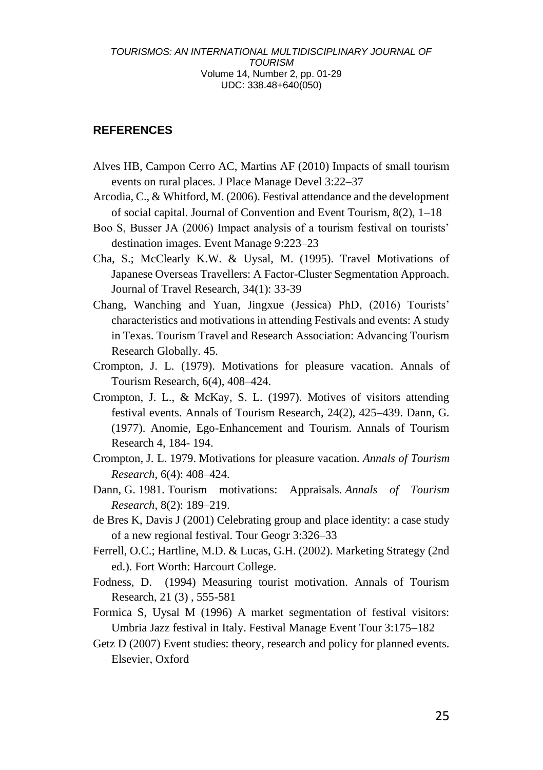## REFERENCES

Alves HB, Campon Cerro AC, Martins AF (2010) Impacts of small tourism events on rural places. J Place Manage Devel 3:22–37

Arcodia, C., & Whitford, M. (2006). Festival attendance and the development of social capital. Journal of Convention and Event Tourism, 8(2), 1–18

Boo S, Busser JA (2006) Impact analysis of a tourism festival on tourists' destination images. Event Manage 9:223–23

Cha, S.; McClearly K.W. & Uysal, M. (1995). Travel Motivations of Japanese Overseas Travellers: A Factor-Cluster Segmentation Approach. Journal of Travel Research, 34(1): 33-39

Chang, Wanching and Yuan, Jingxue (Jessica) PhD, (2016) Tourists' characteristics and motivations in attending Festivals and events: A study in Texas. Tourism Travel and Research Association: Advancing Tourism Research Globally. 45.

Crompton, J. L. (1979). Motivations for pleasure vacation. Annals of Tourism Research, 6(4), 408–424.

Crompton, J. L., & McKay, S. L. (1997). Motives of visitors attending festival events. Annals of Tourism Research, 24(2), 425–439. Dann, G. (1977). Anomie, Ego-Enhancement and Tourism. Annals of Tourism Research 4, 184- 194.

Crompton, J. L. 1979. Motivations for pleasure vacation. *Annals of Tourism Research*, 6(4): 408–424.

Dann, G. 1981. Tourism motivations: Appraisals. *Annals of Tourism Research*, 8(2): 189–219.

de Bres K, Davis J (2001) Celebrating group and place identity: a case study of a new regional festival. Tour Geogr 3:326–33

Ferrell, O.C.; Hartline, M.D. & Lucas, G.H. (2002). Marketing Strategy (2nd ed.). Fort Worth: Harcourt College.

Fodness, D. (1994) Measuring tourist motivation. Annals of Tourism Research, 21 (3) , 555-581

Formica S, Uysal M (1996) A market segmentation of festival visitors: Umbria Jazz festival in Italy. Festival Manage Event Tour 3:175–182

Getz D (2007) Event studies: theory, research and policy for planned events. Elsevier, Oxford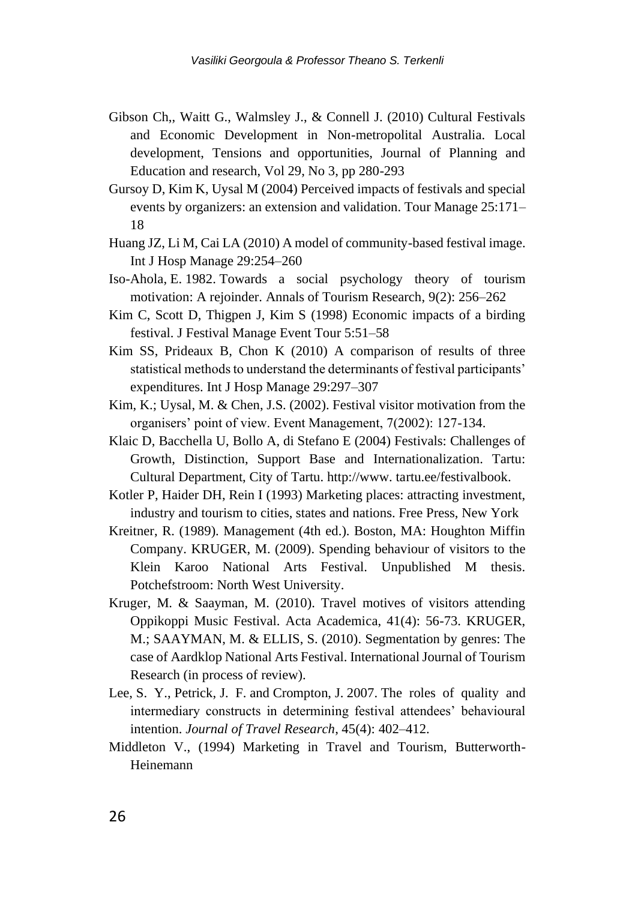Gibson Ch,, Waitt G., Walmsley J., & Connell J. (2010) Cultural Festivals and Economic Development in Non-metropolital Australia. Local development, Tensions and opportunities, Journal of Planning and Education and research, Vol 29, No 3, pp 280-293

Gursoy D, Kim K, Uysal M (2004) Perceived impacts of festivals and special events by organizers: an extension and validation. Tour Manage 25:171–18

Huang JZ, Li M, Cai LA (2010) A model of community-based festival image. Int J Hosp Manage 29:254–260

Iso-Ahola, E. 1982. Towards a social psychology theory of tourism motivation: A rejoinder. Annals of Tourism Research, 9(2): 256–262

Kim C, Scott D, Thigpen J, Kim S (1998) Economic impacts of a birding festival. J Festival Manage Event Tour 5:51–58

Kim SS, Prideaux B, Chon K (2010) A comparison of results of three statistical methods to understand the determinants of festival participants' expenditures. Int J Hosp Manage 29:297–307

Kim, K.; Uysal, M. & Chen, J.S. (2002). Festival visitor motivation from the organisers' point of view. Event Management, 7(2002): 127-134.

Klaic D, Bacchella U, Bollo A, di Stefano E (2004) Festivals: Challenges of Growth, Distinction, Support Base and Internationalization. Tartu: Cultural Department, City of Tartu. http://www. tartu.ee/festivalbook.

Kotler P, Haider DH, Rein I (1993) Marketing places: attracting investment, industry and tourism to cities, states and nations. Free Press, New York

Kreitner, R. (1989). Management (4th ed.). Boston, MA: Houghton Miffin Company. KRUGER, M. (2009). Spending behaviour of visitors to the Klein Karoo National Arts Festival. Unpublished M thesis. Potchefstroom: North West University.

Kruger, M. & Saayman, M. (2010). Travel motives of visitors attending Oppikoppi Music Festival. Acta Academica, 41(4): 56-73. KRUGER, M.; SAAYMAN, M. & ELLIS, S. (2010). Segmentation by genres: The case of Aardklop National Arts Festival. International Journal of Tourism Research (in process of review).

Lee, S. Y., Petrick, J. F. and Crompton, J. 2007. The roles of quality and intermediary constructs in determining festival attendees' behavioural intention. *Journal of Travel Research*, 45(4): 402–412.

Middleton V., (1994) Marketing in Travel and Tourism, Butterworth-Heinemann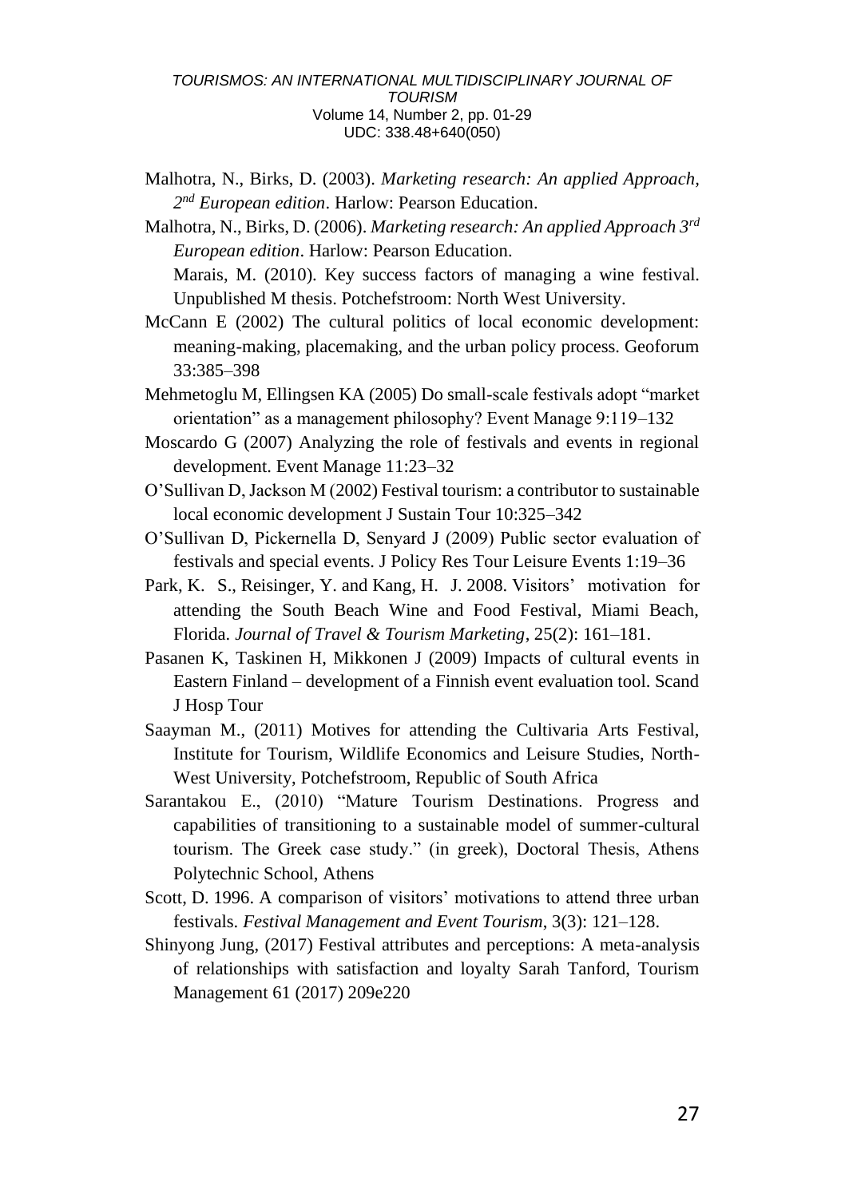Malhotra, N., Birks, D. (2003). *Marketing research: An applied Approach, 2nd European edition*. Harlow: Pearson Education.

Malhotra, N., Birks, D. (2006). *Marketing research: An applied Approach 3rd European edition*. Harlow: Pearson Education.

Marais, M. (2010). Key success factors of managing a wine festival. Unpublished M thesis. Potchefstroom: North West University.

McCann E (2002) The cultural politics of local economic development: meaning-making, placemaking, and the urban policy process. Geoforum 33:385–398

Mehmetoglu M, Ellingsen KA (2005) Do small-scale festivals adopt "market orientation" as a management philosophy? Event Manage 9:119–132

Moscardo G (2007) Analyzing the role of festivals and events in regional development. Event Manage 11:23–32

O'Sullivan D, Jackson M (2002) Festival tourism: a contributor to sustainable local economic development J Sustain Tour 10:325–342

O'Sullivan D, Pickernella D, Senyard J (2009) Public sector evaluation of festivals and special events. J Policy Res Tour Leisure Events 1:19–36

Park, K. S., Reisinger, Y. and Kang, H. J. 2008. Visitors' motivation for attending the South Beach Wine and Food Festival, Miami Beach, Florida. *Journal of Travel & Tourism Marketing*, 25(2): 161–181.

Pasanen K, Taskinen H, Mikkonen J (2009) Impacts of cultural events in Eastern Finland – development of a Finnish event evaluation tool. Scand J Hosp Tour

Saayman M., (2011) Motives for attending the Cultivaria Arts Festival, Institute for Tourism, Wildlife Economics and Leisure Studies, North-West University, Potchefstroom, Republic of South Africa

Sarantakou E., (2010) "Mature Tourism Destinations. Progress and capabilities of transitioning to a sustainable model of summer-cultural tourism. The Greek case study." (in greek), Doctoral Thesis, Athens Polytechnic School, Athens

Scott, D. 1996. A comparison of visitors' motivations to attend three urban festivals. *Festival Management and Event Tourism*, 3(3): 121–128.

Shinyong Jung, (2017) Festival attributes and perceptions: A meta-analysis of relationships with satisfaction and loyalty Sarah Tanford, Tourism Management 61 (2017) 209e220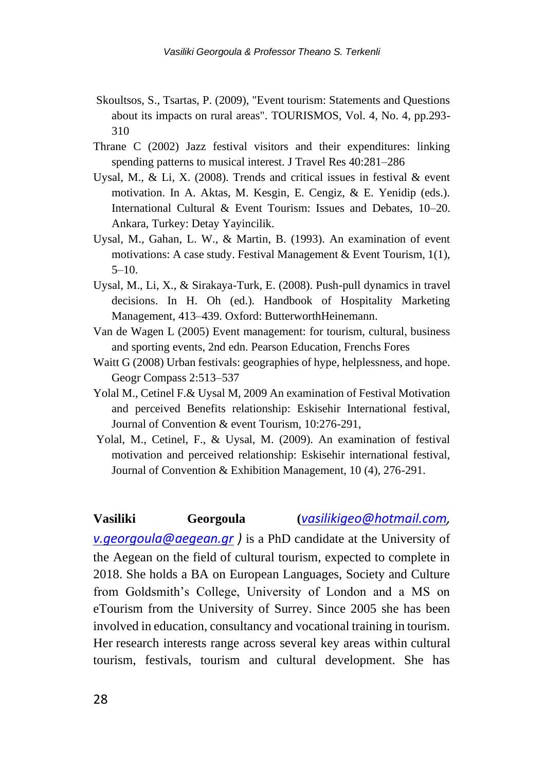Skoultsos, S., Tsartas, P. (2009), "Event tourism: Statements and Questions about its impacts on rural areas". TOURISMOS, Vol. 4, No. 4, pp.293-310

Thrane C (2002) Jazz festival visitors and their expenditures: linking spending patterns to musical interest. J Travel Res 40:281–286

Uysal, M., & Li, X. (2008). Trends and critical issues in festival & event motivation. In A. Aktas, M. Kesgin, E. Cengiz, & E. Yenidip (eds.). International Cultural & Event Tourism: Issues and Debates, 10–20. Ankara, Turkey: Detay Yayincilik.

Uysal, M., Gahan, L. W., & Martin, B. (1993). An examination of event motivations: A case study. Festival Management & Event Tourism, 1(1), 5–10.

Uysal, M., Li, X., & Sirakaya-Turk, E. (2008). Push-pull dynamics in travel decisions. In H. Oh (ed.). Handbook of Hospitality Marketing Management, 413–439. Oxford: ButterworthHeinemann.

Van de Wagen L (2005) Event management: for tourism, cultural, business and sporting events, 2nd edn. Pearson Education, Frenchs Fores

Waitt G (2008) Urban festivals: geographies of hype, helplessness, and hope. Geogr Compass 2:513–537

Yolal M., Cetinel F.& Uysal M, 2009 An examination of Festival Motivation and perceived Benefits relationship: Eskisehir International festival, Journal of Convention & event Tourism, 10:276-291,

Yolal, M., Cetinel, F., & Uysal, M. (2009). An examination of festival motivation and perceived relationship: Eskisehir international festival, Journal of Convention & Exhibition Management, 10 (4), 276-291.

**Vasiliki Georgoula** (*vasilikigeo@hotmail.com, v.georgoula@aegean.gr* ) is a PhD candidate at the University of the Aegean on the field of cultural tourism, expected to complete in 2018. She holds a BA on European Languages, Society and Culture from Goldsmith's College, University of London and a MS on eTourism from the University of Surrey. Since 2005 she has been involved in education, consultancy and vocational training in tourism. Her research interests range across several key areas within cultural tourism, festivals, tourism and cultural development. She has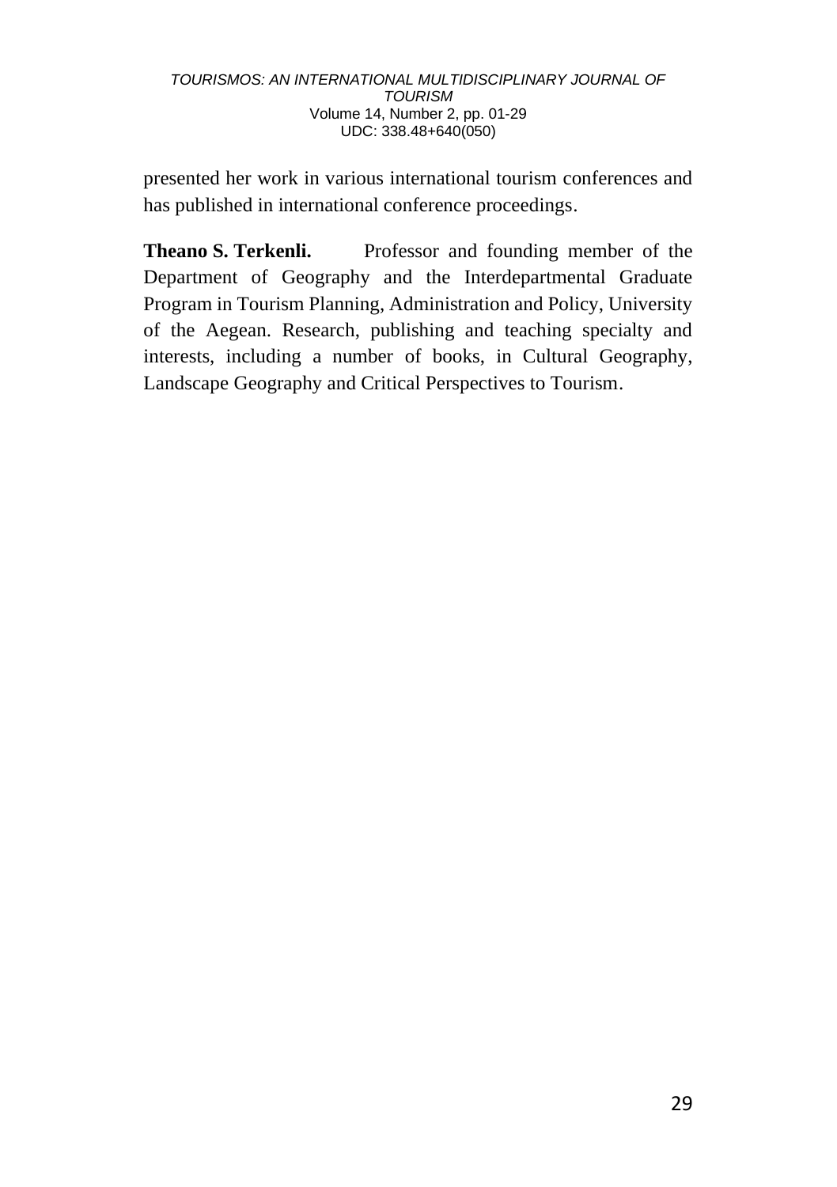presented her work in various international tourism conferences and has published in international conference proceedings.

**Theano S. Terkenli.** Professor and founding member of the Department of Geography and the Interdepartmental Graduate Program in Tourism Planning, Administration and Policy, University of the Aegean. Research, publishing and teaching specialty and interests, including a number of books, in Cultural Geography, Landscape Geography and Critical Perspectives to Tourism.